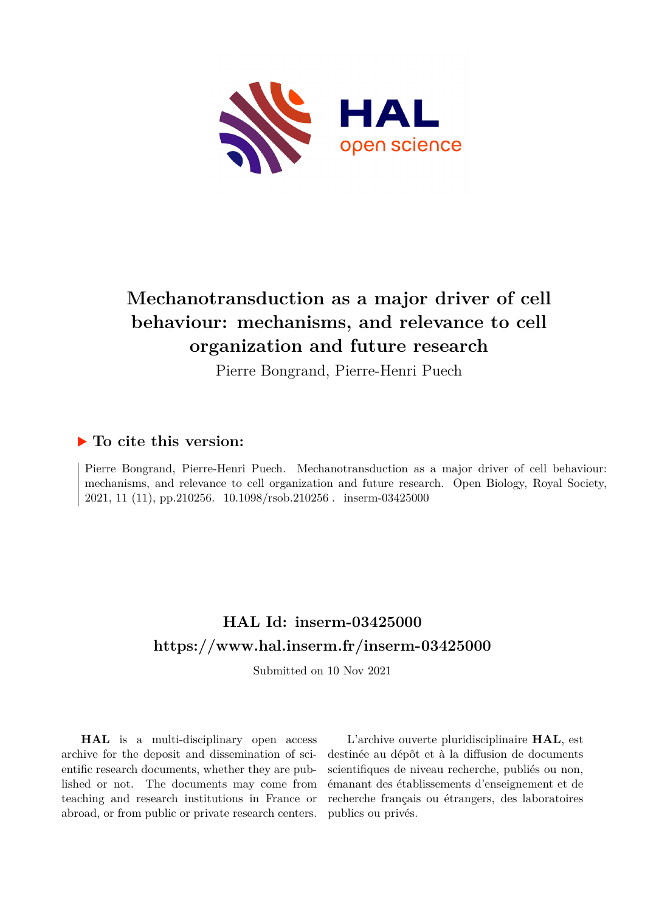# Mechanotransduction as a major driver of cell behaviour: mechanisms, and relevance to cell organization and future research

Pierre Bongrand, Pierre-Henri Puech

## ▶ To cite this version:

Pierre Bongrand, Pierre-Henri Puech. Mechanotransduction as a major driver of cell behaviour: mechanisms, and relevance to cell organization and future research. Open Biology, Royal Society, 2021, 11 (11), pp.210256. 10.1098/rsob.210256 . inserm-03425000

## HAL Id: inserm-03425000

## https://www.hal.inserm.fr/inserm-03425000

Submitted on 10 Nov 2021

**HAL** is a multi-disciplinary open access archive for the deposit and dissemination of scientific research documents, whether they are published or not. The documents may come from teaching and research institutions in France or abroad, or from public or private research centers.

L'archive ouverte pluridisciplinaire **HAL**, est destinée au dépôt et à la diffusion de documents scientifiques de niveau recherche, publiés ou non, émanant des établissements d'enseignement et de recherche français ou étrangers, des laboratoires publics ou privés.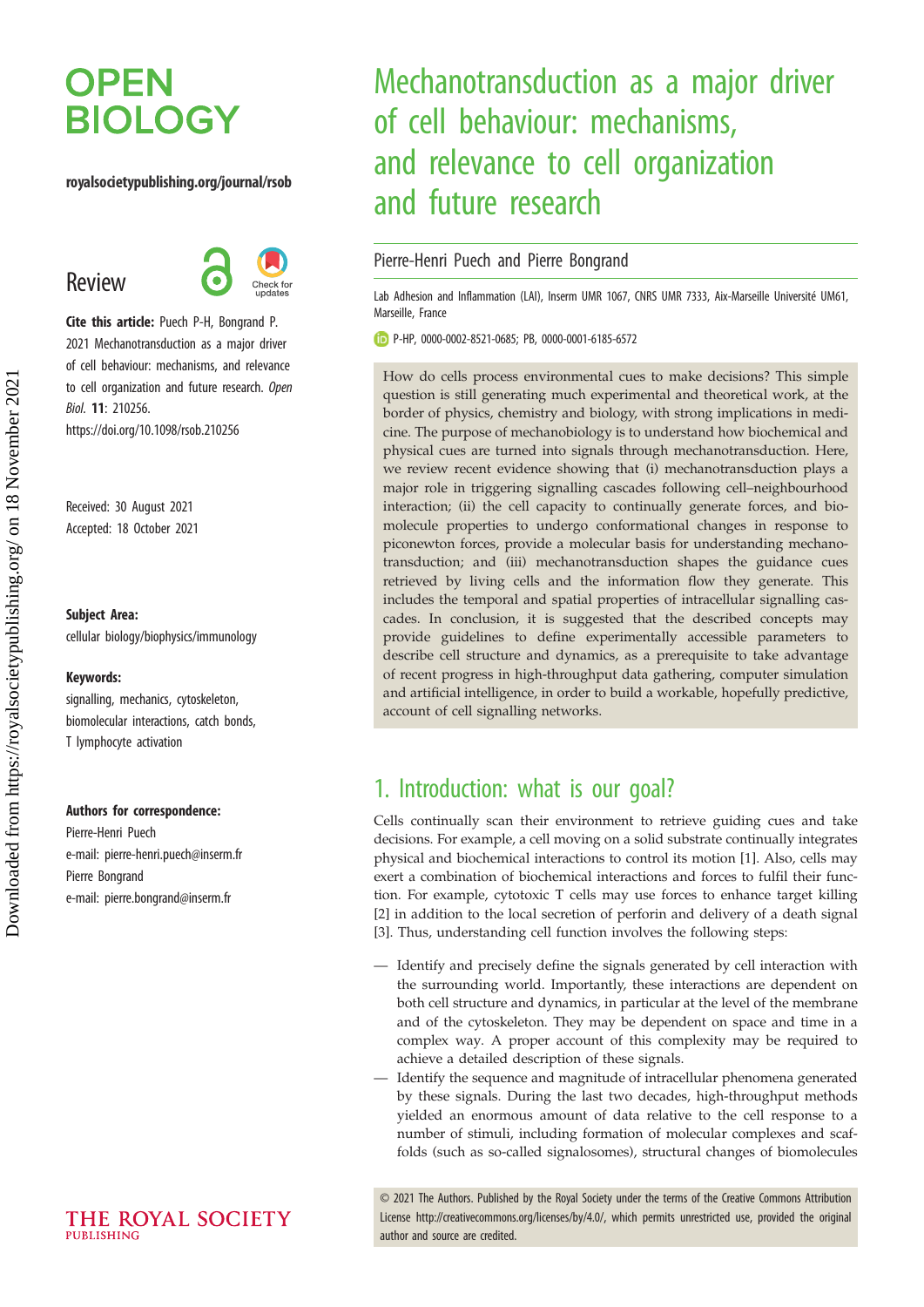# OPEN BIOLOGY

royalsocietypublishing.org/journal/rsob

## Review

**Cite this article:** Puech P-H, Bongrand P. 2021 Mechanotransduction as a major driver of cell behaviour: mechanisms, and relevance to cell organization and future research. *Open Biol.* **11**: 210256. https://doi.org/10.1098/rsob.210256

Received: 30 August 2021
Accepted: 18 October 2021

**Subject Area:**
cellular biology/biophysics/immunology

**Keywords:**
signalling, mechanics, cytoskeleton, biomolecular interactions, catch bonds, T lymphocyte activation

**Authors for correspondence:**
Pierre-Henri Puech
e-mail: pierre-henri.puech@inserm.fr
Pierre Bongrand
e-mail: pierre.bongrand@inserm.fr

# Mechanotransduction as a major driver of cell behaviour: mechanisms, and relevance to cell organization and future research

Pierre-Henri Puech and Pierre Bongrand

Lab Adhesion and Inflammation (LAI), Inserm UMR 1067, CNRS UMR 7333, Aix-Marseille Université UM61, Marseille, France

P-HP, 0000-0002-8521-0685; PB, 0000-0001-6185-6572

How do cells process environmental cues to make decisions? This simple question is still generating much experimental and theoretical work, at the border of physics, chemistry and biology, with strong implications in medicine. The purpose of mechanobiology is to understand how biochemical and physical cues are turned into signals through mechanotransduction. Here, we review recent evidence showing that (i) mechanotransduction plays a major role in triggering signalling cascades following cell–neighbourhood interaction; (ii) the cell capacity to continually generate forces, and biomolecule properties to undergo conformational changes in response to piconewton forces, provide a molecular basis for understanding mechanotransduction; and (iii) mechanotransduction shapes the guidance cues retrieved by living cells and the information flow they generate. This includes the temporal and spatial properties of intracellular signalling cascades. In conclusion, it is suggested that the described concepts may provide guidelines to define experimentally accessible parameters to describe cell structure and dynamics, as a prerequisite to take advantage of recent progress in high-throughput data gathering, computer simulation and artificial intelligence, in order to build a workable, hopefully predictive, account of cell signalling networks.

## 1. Introduction: what is our goal?

Cells continually scan their environment to retrieve guiding cues and take decisions. For example, a cell moving on a solid substrate continually integrates physical and biochemical interactions to control its motion [1]. Also, cells may exert a combination of biochemical interactions and forces to fulfil their function. For example, cytotoxic T cells may use forces to enhance target killing [2] in addition to the local secretion of perforin and delivery of a death signal [3]. Thus, understanding cell function involves the following steps:

— Identify and precisely define the signals generated by cell interaction with the surrounding world. Importantly, these interactions are dependent on both cell structure and dynamics, in particular at the level of the membrane and of the cytoskeleton. They may be dependent on space and time in a complex way. A proper account of this complexity may be required to achieve a detailed description of these signals.

— Identify the sequence and magnitude of intracellular phenomena generated by these signals. During the last two decades, high-throughput methods yielded an enormous amount of data relative to the cell response to a number of stimuli, including formation of molecular complexes and scaffolds (such as so-called signalosomes), structural changes of biomolecules

© 2021 The Authors. Published by the Royal Society under the terms of the Creative Commons Attribution License http://creativecommons.org/licenses/by/4.0/, which permits unrestricted use, provided the original author and source are credited.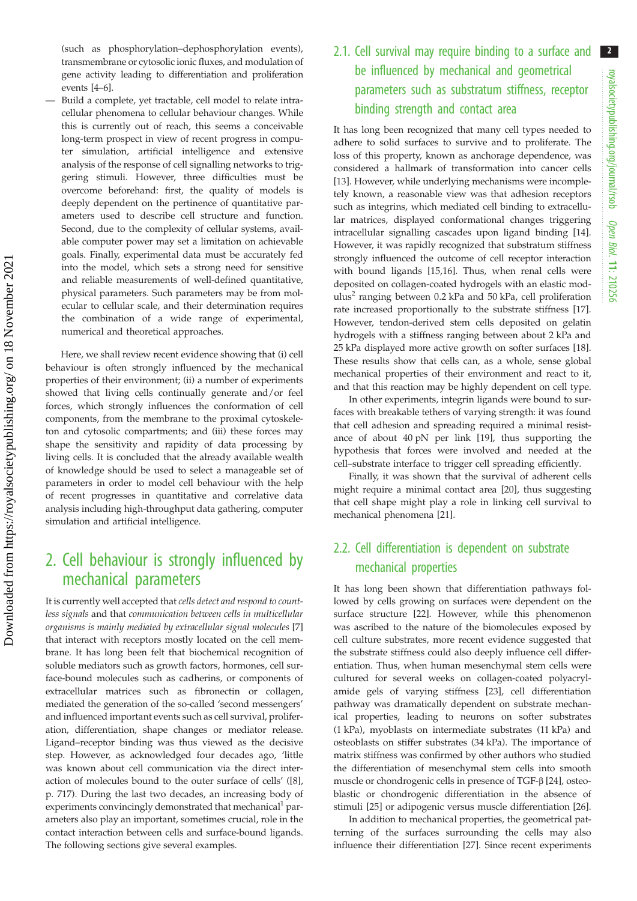(such as phosphorylation–dephosphorylation events), transmembrane or cytosolic ionic fluxes, and modulation of gene activity leading to differentiation and proliferation events [4–6].

— Build a complete, yet tractable, cell model to relate intracellular phenomena to cellular behaviour changes. While this is currently out of reach, this seems a conceivable long-term prospect in view of recent progress in computer simulation, artificial intelligence and extensive analysis of the response of cell signalling networks to triggering stimuli. However, three difficulties must be overcome beforehand: first, the quality of models is deeply dependent on the pertinence of quantitative parameters used to describe cell structure and function. Second, due to the complexity of cellular systems, available computer power may set a limitation on achievable goals. Finally, experimental data must be accurately fed into the model, which sets a strong need for sensitive and reliable measurements of well-defined quantitative, physical parameters. Such parameters may be from molecular to cellular scale, and their determination requires the combination of a wide range of experimental, numerical and theoretical approaches.

Here, we shall review recent evidence showing that (i) cell behaviour is often strongly influenced by the mechanical properties of their environment; (ii) a number of experiments showed that living cells continually generate and/or feel forces, which strongly influences the conformation of cell components, from the membrane to the proximal cytoskeleton and cytosolic compartments; and (iii) these forces may shape the sensitivity and rapidity of data processing by living cells. It is concluded that the already available wealth of knowledge should be used to select a manageable set of parameters in order to model cell behaviour with the help of recent progresses in quantitative and correlative data analysis including high-throughput data gathering, computer simulation and artificial intelligence.

# 2. Cell behaviour is strongly influenced by mechanical parameters

It is currently well accepted that *cells detect and respond to countless signals* and that *communication between cells in multicellular organisms is mainly mediated by extracellular signal molecules* [7] that interact with receptors mostly located on the cell membrane. It has long been felt that biochemical recognition of soluble mediators such as growth factors, hormones, cell surface-bound molecules such as cadherins, or components of extracellular matrices such as fibronectin or collagen, mediated the generation of the so-called 'second messengers' and influenced important events such as cell survival, proliferation, differentiation, shape changes or mediator release. Ligand–receptor binding was thus viewed as the decisive step. However, as acknowledged four decades ago, 'little was known about cell communication via the direct interaction of molecules bound to the outer surface of cells' ([8], p. 717). During the last two decades, an increasing body of experiments convincingly demonstrated that mechanical[1] parameters also play an important, sometimes crucial, role in the contact interaction between cells and surface-bound ligands. The following sections give several examples.

## 2.1. Cell survival may require binding to a surface and be influenced by mechanical and geometrical parameters such as substratum stiffness, receptor binding strength and contact area

It has long been recognized that many cell types needed to adhere to solid surfaces to survive and to proliferate. The loss of this property, known as anchorage dependence, was considered a hallmark of transformation into cancer cells [13]. However, while underlying mechanisms were incompletely known, a reasonable view was that adhesion receptors such as integrins, which mediated cell binding to extracellular matrices, displayed conformational changes triggering intracellular signalling cascades upon ligand binding [14]. However, it was rapidly recognized that substratum stiffness strongly influenced the outcome of cell receptor interaction with bound ligands [15,16]. Thus, when renal cells were deposited on collagen-coated hydrogels with an elastic modulus[2] ranging between 0.2 kPa and 50 kPa, cell proliferation rate increased proportionally to the substrate stiffness [17]. However, tendon-derived stem cells deposited on gelatin hydrogels with a stiffness ranging between about 2 kPa and 25 kPa displayed more active growth on softer surfaces [18]. These results show that cells can, as a whole, sense global mechanical properties of their environment and react to it, and that this reaction may be highly dependent on cell type.

In other experiments, integrin ligands were bound to surfaces with breakable tethers of varying strength: it was found that cell adhesion and spreading required a minimal resistance of about 40 pN per link [19], thus supporting the hypothesis that forces were involved and needed at the cell–substrate interface to trigger cell spreading efficiently.

Finally, it was shown that the survival of adherent cells might require a minimal contact area [20], thus suggesting that cell shape might play a role in linking cell survival to mechanical phenomena [21].

## 2.2. Cell differentiation is dependent on substrate mechanical properties

It has long been shown that differentiation pathways followed by cells growing on surfaces were dependent on the surface structure [22]. However, while this phenomenon was ascribed to the nature of the biomolecules exposed by cell culture substrates, more recent evidence suggested that the substrate stiffness could also deeply influence cell differentiation. Thus, when human mesenchymal stem cells were cultured for several weeks on collagen-coated polyacrylamide gels of varying stiffness [23], cell differentiation pathway was dramatically dependent on substrate mechanical properties, leading to neurons on softer substrates (1 kPa), myoblasts on intermediate substrates (11 kPa) and osteoblasts on stiffer substrates (34 kPa). The importance of matrix stiffness was confirmed by other authors who studied the differentiation of mesenchymal stem cells into smooth muscle or chondrogenic cells in presence of TGF-β [24], osteoblastic or chondrogenic differentiation in the absence of stimuli [25] or adipogenic versus muscle differentiation [26].

In addition to mechanical properties, the geometrical patterning of the surfaces surrounding the cells may also influence their differentiation [27]. Since recent experiments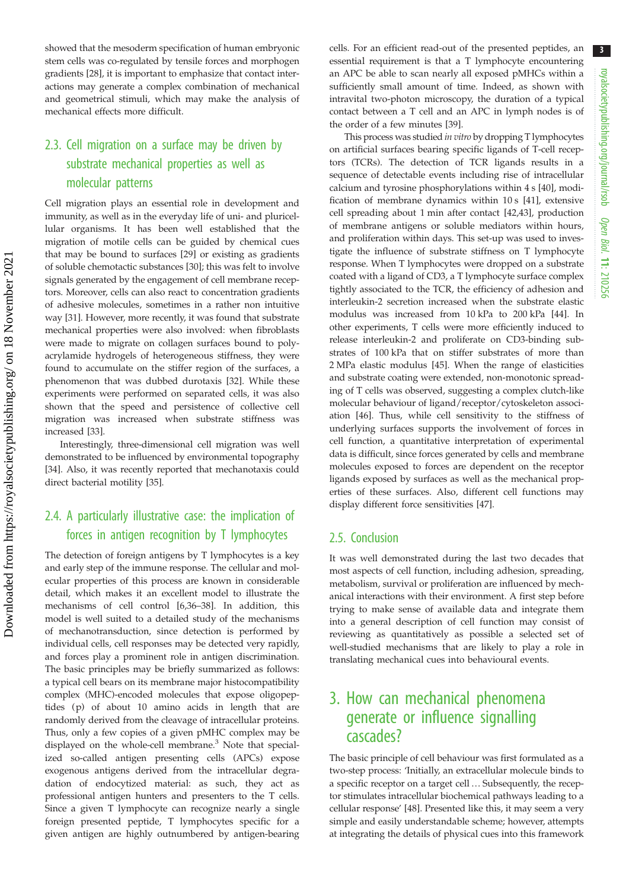showed that the mesoderm specification of human embryonic stem cells was co-regulated by tensile forces and morphogen gradients [28], it is important to emphasize that contact interactions may generate a complex combination of mechanical and geometrical stimuli, which may make the analysis of mechanical effects more difficult.

### 2.3. Cell migration on a surface may be driven by substrate mechanical properties as well as molecular patterns

Cell migration plays an essential role in development and immunity, as well as in the everyday life of uni- and pluricellular organisms. It has been well established that the migration of motile cells can be guided by chemical cues that may be bound to surfaces [29] or existing as gradients of soluble chemotactic substances [30]; this was felt to involve signals generated by the engagement of cell membrane receptors. Moreover, cells can also react to concentration gradients of adhesive molecules, sometimes in a rather non intuitive way [31]. However, more recently, it was found that substrate mechanical properties were also involved: when fibroblasts were made to migrate on collagen surfaces bound to polyacrylamide hydrogels of heterogeneous stiffness, they were found to accumulate on the stiffer region of the surfaces, a phenomenon that was dubbed durotaxis [32]. While these experiments were performed on separated cells, it was also shown that the speed and persistence of collective cell migration was increased when substrate stiffness was increased [33].

Interestingly, three-dimensional cell migration was well demonstrated to be influenced by environmental topography [34]. Also, it was recently reported that mechanotaxis could direct bacterial motility [35].

### 2.4. A particularly illustrative case: the implication of forces in antigen recognition by T lymphocytes

The detection of foreign antigens by T lymphocytes is a key and early step of the immune response. The cellular and molecular properties of this process are known in considerable detail, which makes it an excellent model to illustrate the mechanisms of cell control [6,36–38]. In addition, this model is well suited to a detailed study of the mechanisms of mechanotransduction, since detection is performed by individual cells, cell responses may be detected very rapidly, and forces play a prominent role in antigen discrimination. The basic principles may be briefly summarized as follows: a typical cell bears on its membrane major histocompatibility complex (MHC)-encoded molecules that expose oligopeptides (p) of about 10 amino acids in length that are randomly derived from the cleavage of intracellular proteins. Thus, only a few copies of a given pMHC complex may be displayed on the whole-cell membrane.[3] Note that specialized so-called antigen presenting cells (APCs) expose exogenous antigens derived from the intracellular degradation of endocytized material: as such, they act as professional antigen hunters and presenters to the T cells. Since a given T lymphocyte can recognize nearly a single foreign presented peptide, T lymphocytes specific for a given antigen are highly outnumbered by antigen-bearing cells. For an efficient read-out of the presented peptides, an essential requirement is that a T lymphocyte encountering an APC be able to scan nearly all exposed pMHCs within a sufficiently small amount of time. Indeed, as shown with intravital two-photon microscopy, the duration of a typical contact between a T cell and an APC in lymph nodes is of the order of a few minutes [39].

This process was studied *in vitro* by dropping T lymphocytes on artificial surfaces bearing specific ligands of T-cell receptors (TCRs). The detection of TCR ligands results in a sequence of detectable events including rise of intracellular calcium and tyrosine phosphorylations within 4 s [40], modification of membrane dynamics within 10 s [41], extensive cell spreading about 1 min after contact [42,43], production of membrane antigens or soluble mediators within hours, and proliferation within days. This set-up was used to investigate the influence of substrate stiffness on T lymphocyte response. When T lymphocytes were dropped on a substrate coated with a ligand of CD3, a T lymphocyte surface complex tightly associated to the TCR, the efficiency of adhesion and interleukin-2 secretion increased when the substrate elastic modulus was increased from 10 kPa to 200 kPa [44]. In other experiments, T cells were more efficiently induced to release interleukin-2 and proliferate on CD3-binding substrates of 100 kPa that on stiffer substrates of more than 2 MPa elastic modulus [45]. When the range of elasticities and substrate coating were extended, non-monotonic spreading of T cells was observed, suggesting a complex clutch-like molecular behaviour of ligand/receptor/cytoskeleton association [46]. Thus, while cell sensitivity to the stiffness of underlying surfaces supports the involvement of forces in cell function, a quantitative interpretation of experimental data is difficult, since forces generated by cells and membrane molecules exposed to forces are dependent on the receptor ligands exposed by surfaces as well as the mechanical properties of these surfaces. Also, different cell functions may display different force sensitivities [47].

### 2.5. Conclusion

It was well demonstrated during the last two decades that most aspects of cell function, including adhesion, spreading, metabolism, survival or proliferation are influenced by mechanical interactions with their environment. A first step before trying to make sense of available data and integrate them into a general description of cell function may consist of reviewing as quantitatively as possible a selected set of well-studied mechanisms that are likely to play a role in translating mechanical cues into behavioural events.

## 3. How can mechanical phenomena generate or influence signalling cascades?

The basic principle of cell behaviour was first formulated as a two-step process: 'Initially, an extracellular molecule binds to a specific receptor on a target cell … Subsequently, the receptor stimulates intracellular biochemical pathways leading to a cellular response' [48]. Presented like this, it may seem a very simple and easily understandable scheme; however, attempts at integrating the details of physical cues into this framework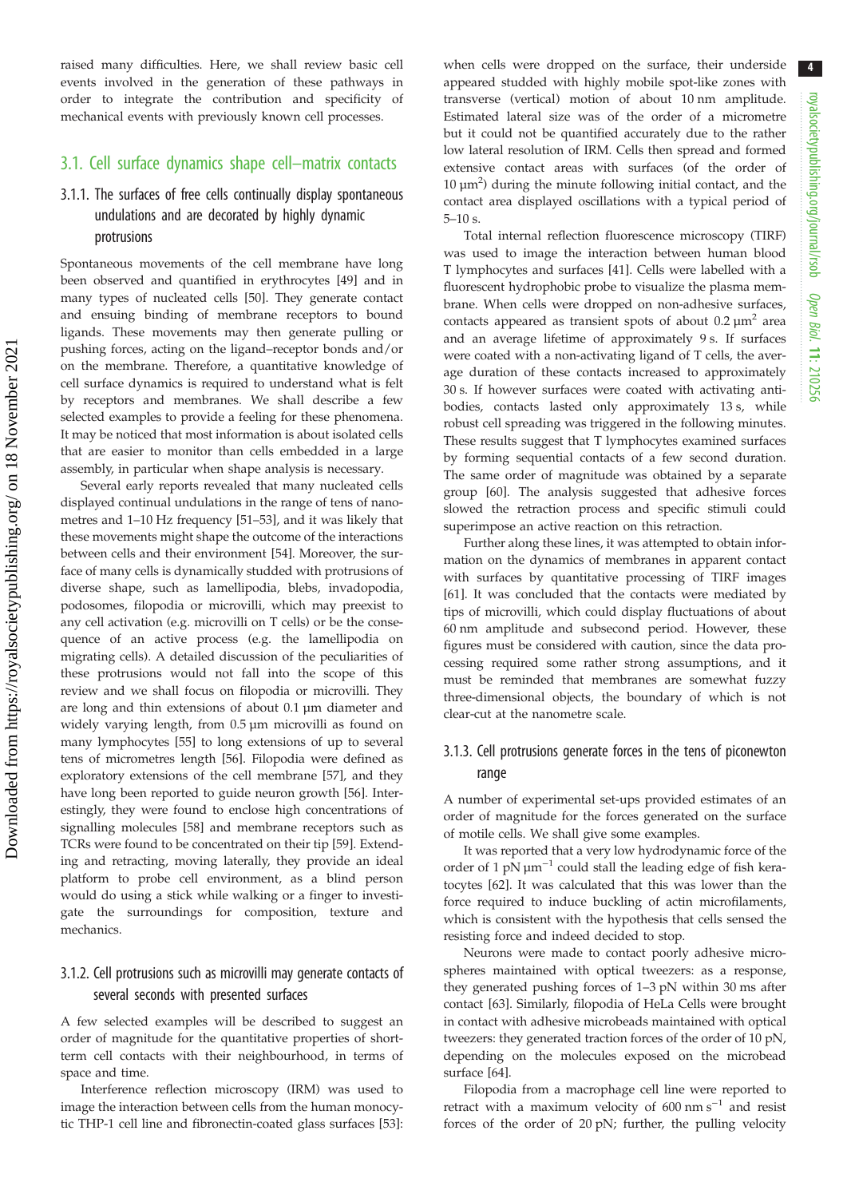raised many difficulties. Here, we shall review basic cell events involved in the generation of these pathways in order to integrate the contribution and specificity of mechanical events with previously known cell processes.

## 3.1. Cell surface dynamics shape cell–matrix contacts

### 3.1.1. The surfaces of free cells continually display spontaneous undulations and are decorated by highly dynamic protrusions

Spontaneous movements of the cell membrane have long been observed and quantified in erythrocytes [49] and in many types of nucleated cells [50]. They generate contact and ensuing binding of membrane receptors to bound ligands. These movements may then generate pulling or pushing forces, acting on the ligand–receptor bonds and/or on the membrane. Therefore, a quantitative knowledge of cell surface dynamics is required to understand what is felt by receptors and membranes. We shall describe a few selected examples to provide a feeling for these phenomena. It may be noticed that most information is about isolated cells that are easier to monitor than cells embedded in a large assembly, in particular when shape analysis is necessary.

Several early reports revealed that many nucleated cells displayed continual undulations in the range of tens of nanometres and 1–10 Hz frequency [51–53], and it was likely that these movements might shape the outcome of the interactions between cells and their environment [54]. Moreover, the surface of many cells is dynamically studded with protrusions of diverse shape, such as lamellipodia, blebs, invadopodia, podosomes, filopodia or microvilli, which may preexist to any cell activation (e.g. microvilli on T cells) or be the consequence of an active process (e.g. the lamellipodia on migrating cells). A detailed discussion of the peculiarities of these protrusions would not fall into the scope of this review and we shall focus on filopodia or microvilli. They are long and thin extensions of about 0.1 µm diameter and widely varying length, from 0.5 µm microvilli as found on many lymphocytes [55] to long extensions of up to several tens of micrometres length [56]. Filopodia were defined as exploratory extensions of the cell membrane [57], and they have long been reported to guide neuron growth [56]. Interestingly, they were found to enclose high concentrations of signalling molecules [58] and membrane receptors such as TCRs were found to be concentrated on their tip [59]. Extending and retracting, moving laterally, they provide an ideal platform to probe cell environment, as a blind person would do using a stick while walking or a finger to investigate the surroundings for composition, texture and mechanics.

### 3.1.2. Cell protrusions such as microvilli may generate contacts of several seconds with presented surfaces

A few selected examples will be described to suggest an order of magnitude for the quantitative properties of short-term cell contacts with their neighbourhood, in terms of space and time.

Interference reflection microscopy (IRM) was used to image the interaction between cells from the human monocytic THP-1 cell line and fibronectin-coated glass surfaces [53]: when cells were dropped on the surface, their underside appeared studded with highly mobile spot-like zones with transverse (vertical) motion of about 10 nm amplitude. Estimated lateral size was of the order of a micrometre but it could not be quantified accurately due to the rather low lateral resolution of IRM. Cells then spread and formed extensive contact areas with surfaces (of the order of 10 µm$^2$) during the minute following initial contact, and the contact area displayed oscillations with a typical period of 5–10 s.

Total internal reflection fluorescence microscopy (TIRF) was used to image the interaction between human blood T lymphocytes and surfaces [41]. Cells were labelled with a fluorescent hydrophobic probe to visualize the plasma membrane. When cells were dropped on non-adhesive surfaces, contacts appeared as transient spots of about 0.2 µm$^2$ area and an average lifetime of approximately 9 s. If surfaces were coated with a non-activating ligand of T cells, the average duration of these contacts increased to approximately 30 s. If however surfaces were coated with activating antibodies, contacts lasted only approximately 13 s, while robust cell spreading was triggered in the following minutes. These results suggest that T lymphocytes examined surfaces by forming sequential contacts of a few second duration. The same order of magnitude was obtained by a separate group [60]. The analysis suggested that adhesive forces slowed the retraction process and specific stimuli could superimpose an active reaction on this retraction.

Further along these lines, it was attempted to obtain information on the dynamics of membranes in apparent contact with surfaces by quantitative processing of TIRF images [61]. It was concluded that the contacts were mediated by tips of microvilli, which could display fluctuations of about 60 nm amplitude and subsecond period. However, these figures must be considered with caution, since the data processing required some rather strong assumptions, and it must be reminded that membranes are somewhat fuzzy three-dimensional objects, the boundary of which is not clear-cut at the nanometre scale.

### 3.1.3. Cell protrusions generate forces in the tens of piconewton range

A number of experimental set-ups provided estimates of an order of magnitude for the forces generated on the surface of motile cells. We shall give some examples.

It was reported that a very low hydrodynamic force of the order of 1 pN µm$^{-1}$ could stall the leading edge of fish keratocytes [62]. It was calculated that this was lower than the force required to induce buckling of actin microfilaments, which is consistent with the hypothesis that cells sensed the resisting force and indeed decided to stop.

Neurons were made to contact poorly adhesive microspheres maintained with optical tweezers: as a response, they generated pushing forces of 1–3 pN within 30 ms after contact [63]. Similarly, filopodia of HeLa Cells were brought in contact with adhesive microbeads maintained with optical tweezers: they generated traction forces of the order of 10 pN, depending on the molecules exposed on the microbead surface [64].

Filopodia from a macrophage cell line were reported to retract with a maximum velocity of 600 nm s$^{-1}$ and resist forces of the order of 20 pN; further, the pulling velocity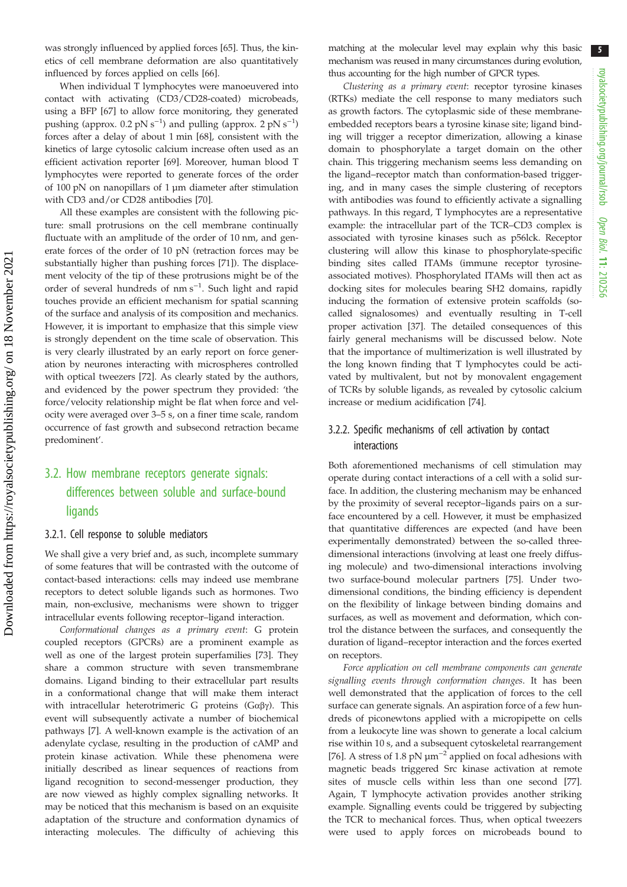was strongly influenced by applied forces [65]. Thus, the kinetics of cell membrane deformation are also quantitatively influenced by forces applied on cells [66].

When individual T lymphocytes were manoeuvered into contact with activating (CD3/CD28-coated) microbeads, using a BFP [67] to allow force monitoring, they generated pushing (approx. 0.2 pN $s^{-1}$) and pulling (approx. 2 pN $s^{-1}$) forces after a delay of about 1 min [68], consistent with the kinetics of large cytosolic calcium increase often used as an efficient activation reporter [69]. Moreover, human blood T lymphocytes were reported to generate forces of the order of 100 pN on nanopillars of 1 µm diameter after stimulation with CD3 and/or CD28 antibodies [70].

All these examples are consistent with the following picture: small protrusions on the cell membrane continually fluctuate with an amplitude of the order of 10 nm, and generate forces of the order of 10 pN (retraction forces may be substantially higher than pushing forces [71]). The displacement velocity of the tip of these protrusions might be of the order of several hundreds of nm $s^{-1}$. Such light and rapid touches provide an efficient mechanism for spatial scanning of the surface and analysis of its composition and mechanics. However, it is important to emphasize that this simple view is strongly dependent on the time scale of observation. This is very clearly illustrated by an early report on force generation by neurones interacting with microspheres controlled with optical tweezers [72]. As clearly stated by the authors, and evidenced by the power spectrum they provided: 'the force/velocity relationship might be flat when force and velocity were averaged over 3–5 s, on a finer time scale, random occurrence of fast growth and subsecond retraction became predominent'.

## 3.2. How membrane receptors generate signals: differences between soluble and surface-bound ligands

### 3.2.1. Cell response to soluble mediators

We shall give a very brief and, as such, incomplete summary of some features that will be contrasted with the outcome of contact-based interactions: cells may indeed use membrane receptors to detect soluble ligands such as hormones. Two main, non-exclusive, mechanisms were shown to trigger intracellular events following receptor–ligand interaction.

*Conformational changes as a primary event*: G protein coupled receptors (GPCRs) are a prominent example as well as one of the largest protein superfamilies [73]. They share a common structure with seven transmembrane domains. Ligand binding to their extracellular part results in a conformational change that will make them interact with intracellular heterotrimeric G proteins (Gαβγ). This event will subsequently activate a number of biochemical pathways [7]. A well-known example is the activation of an adenylate cyclase, resulting in the production of cAMP and protein kinase activation. While these phenomena were initially described as linear sequences of reactions from ligand recognition to second-messenger production, they are now viewed as highly complex signalling networks. It may be noticed that this mechanism is based on an exquisite adaptation of the structure and conformation dynamics of interacting molecules. The difficulty of achieving this matching at the molecular level may explain why this basic mechanism was reused in many circumstances during evolution, thus accounting for the high number of GPCR types.

*Clustering as a primary event*: receptor tyrosine kinases (RTKs) mediate the cell response to many mediators such as growth factors. The cytoplasmic side of these membrane-embedded receptors bears a tyrosine kinase site; ligand binding will trigger a receptor dimerization, allowing a kinase domain to phosphorylate a target domain on the other chain. This triggering mechanism seems less demanding on the ligand–receptor match than conformation-based triggering, and in many cases the simple clustering of receptors with antibodies was found to efficiently activate a signalling pathways. In this regard, T lymphocytes are a representative example: the intracellular part of the TCR–CD3 complex is associated with tyrosine kinases such as p56lck. Receptor clustering will allow this kinase to phosphorylate-specific binding sites called ITAMs (immune receptor tyrosine-associated motives). Phosphorylated ITAMs will then act as docking sites for molecules bearing SH2 domains, rapidly inducing the formation of extensive protein scaffolds (so-called signalosomes) and eventually resulting in T-cell proper activation [37]. The detailed consequences of this fairly general mechanisms will be discussed below. Note that the importance of multimerization is well illustrated by the long known finding that T lymphocytes could be activated by multivalent, but not by monovalent engagement of TCRs by soluble ligands, as revealed by cytosolic calcium increase or medium acidification [74].

### 3.2.2. Specific mechanisms of cell activation by contact interactions

Both aforementioned mechanisms of cell stimulation may operate during contact interactions of a cell with a solid surface. In addition, the clustering mechanism may be enhanced by the proximity of several receptor–ligands pairs on a surface encountered by a cell. However, it must be emphasized that quantitative differences are expected (and have been experimentally demonstrated) between the so-called three-dimensional interactions (involving at least one freely diffusing molecule) and two-dimensional interactions involving two surface-bound molecular partners [75]. Under two-dimensional conditions, the binding efficiency is dependent on the flexibility of linkage between binding domains and surfaces, as well as movement and deformation, which control the distance between the surfaces, and consequently the duration of ligand–receptor interaction and the forces exerted on receptors.

*Force application on cell membrane components can generate signalling events through conformation changes*. It has been well demonstrated that the application of forces to the cell surface can generate signals. An aspiration force of a few hundreds of piconewtons applied with a micropipette on cells from a leukocyte line was shown to generate a local calcium rise within 10 s, and a subsequent cytoskeletal rearrangement [76]. A stress of 1.8 pN $\mu m^{-2}$ applied on focal adhesions with magnetic beads triggered Src kinase activation at remote sites of muscle cells within less than one second [77]. Again, T lymphocyte activation provides another striking example. Signalling events could be triggered by subjecting the TCR to mechanical forces. Thus, when optical tweezers were used to apply forces on microbeads bound to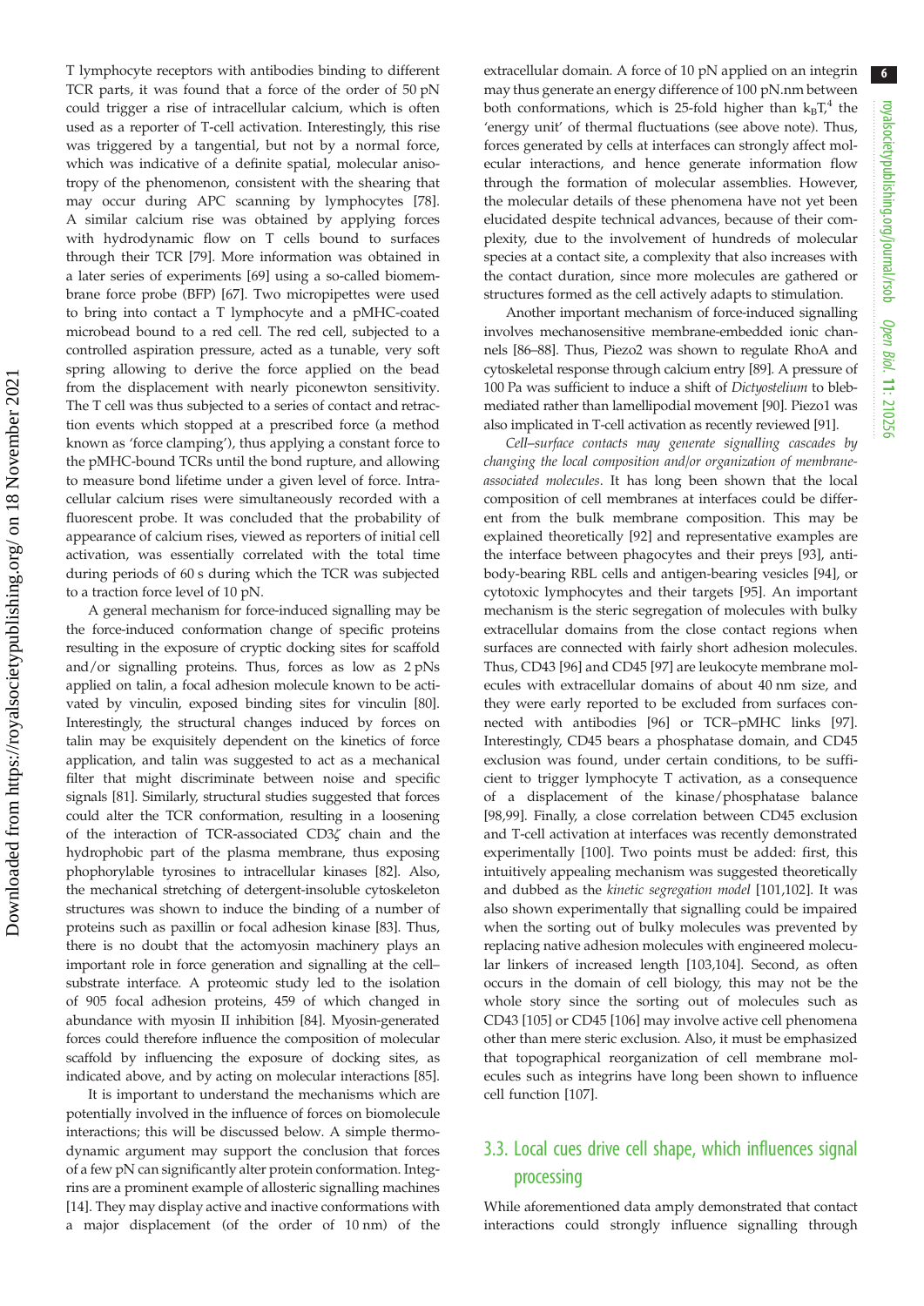T lymphocyte receptors with antibodies binding to different TCR parts, it was found that a force of the order of 50 pN could trigger a rise of intracellular calcium, which is often used as a reporter of T-cell activation. Interestingly, this rise was triggered by a tangential, but not by a normal force, which was indicative of a definite spatial, molecular anisotropy of the phenomenon, consistent with the shearing that may occur during APC scanning by lymphocytes [78]. A similar calcium rise was obtained by applying forces with hydrodynamic flow on T cells bound to surfaces through their TCR [79]. More information was obtained in a later series of experiments [69] using a so-called biomembrane force probe (BFP) [67]. Two micropipettes were used to bring into contact a T lymphocyte and a pMHC-coated microbead bound to a red cell. The red cell, subjected to a controlled aspiration pressure, acted as a tunable, very soft spring allowing to derive the force applied on the bead from the displacement with nearly piconewton sensitivity. The T cell was thus subjected to a series of contact and retraction events which stopped at a prescribed force (a method known as 'force clamping'), thus applying a constant force to the pMHC-bound TCRs until the bond rupture, and allowing to measure bond lifetime under a given level of force. Intracellular calcium rises were simultaneously recorded with a fluorescent probe. It was concluded that the probability of appearance of calcium rises, viewed as reporters of initial cell activation, was essentially correlated with the total time during periods of 60 s during which the TCR was subjected to a traction force level of 10 pN.

A general mechanism for force-induced signalling may be the force-induced conformation change of specific proteins resulting in the exposure of cryptic docking sites for scaffold and/or signalling proteins. Thus, forces as low as 2 pNs applied on talin, a focal adhesion molecule known to be activated by vinculin, exposed binding sites for vinculin [80]. Interestingly, the structural changes induced by forces on talin may be exquisitely dependent on the kinetics of force application, and talin was suggested to act as a mechanical filter that might discriminate between noise and specific signals [81]. Similarly, structural studies suggested that forces could alter the TCR conformation, resulting in a loosening of the interaction of TCR-associated CD3ζ chain and the hydrophobic part of the plasma membrane, thus exposing phophorylable tyrosines to intracellular kinases [82]. Also, the mechanical stretching of detergent-insoluble cytoskeleton structures was shown to induce the binding of a number of proteins such as paxillin or focal adhesion kinase [83]. Thus, there is no doubt that the actomyosin machinery plays an important role in force generation and signalling at the cell–substrate interface. A proteomic study led to the isolation of 905 focal adhesion proteins, 459 of which changed in abundance with myosin II inhibition [84]. Myosin-generated forces could therefore influence the composition of molecular scaffold by influencing the exposure of docking sites, as indicated above, and by acting on molecular interactions [85].

It is important to understand the mechanisms which are potentially involved in the influence of forces on biomolecule interactions; this will be discussed below. A simple thermodynamic argument may support the conclusion that forces of a few pN can significantly alter protein conformation. Integrins are a prominent example of allosteric signalling machines [14]. They may display active and inactive conformations with a major displacement (of the order of 10 nm) of the extracellular domain. A force of 10 pN applied on an integrin may thus generate an energy difference of 100 pN.nm between both conformations, which is 25-fold higher than $k_BT$,[4] the 'energy unit' of thermal fluctuations (see above note). Thus, forces generated by cells at interfaces can strongly affect molecular interactions, and hence generate information flow through the formation of molecular assemblies. However, the molecular details of these phenomena have not yet been elucidated despite technical advances, because of their complexity, due to the involvement of hundreds of molecular species at a contact site, a complexity that also increases with the contact duration, since more molecules are gathered or structures formed as the cell actively adapts to stimulation.

Another important mechanism of force-induced signalling involves mechanosensitive membrane-embedded ionic channels [86–88]. Thus, Piezo2 was shown to regulate RhoA and cytoskeletal response through calcium entry [89]. A pressure of 100 Pa was sufficient to induce a shift of *Dictyostelium* to bleb-mediated rather than lamellipodial movement [90]. Piezo1 was also implicated in T-cell activation as recently reviewed [91].

*Cell–surface contacts may generate signalling cascades by changing the local composition and/or organization of membrane-associated molecules*. It has long been shown that the local composition of cell membranes at interfaces could be different from the bulk membrane composition. This may be explained theoretically [92] and representative examples are the interface between phagocytes and their preys [93], antibody-bearing RBL cells and antigen-bearing vesicles [94], or cytotoxic lymphocytes and their targets [95]. An important mechanism is the steric segregation of molecules with bulky extracellular domains from the close contact regions when surfaces are connected with fairly short adhesion molecules. Thus, CD43 [96] and CD45 [97] are leukocyte membrane molecules with extracellular domains of about 40 nm size, and they were early reported to be excluded from surfaces connected with antibodies [96] or TCR–pMHC links [97]. Interestingly, CD45 bears a phosphatase domain, and CD45 exclusion was found, under certain conditions, to be sufficient to trigger lymphocyte T activation, as a consequence of a displacement of the kinase/phosphatase balance [98,99]. Finally, a close correlation between CD45 exclusion and T-cell activation at interfaces was recently demonstrated experimentally [100]. Two points must be added: first, this intuitively appealing mechanism was suggested theoretically and dubbed as the *kinetic segregation model* [101,102]. It was also shown experimentally that signalling could be impaired when the sorting out of bulky molecules was prevented by replacing native adhesion molecules with engineered molecular linkers of increased length [103,104]. Second, as often occurs in the domain of cell biology, this may not be the whole story since the sorting out of molecules such as CD43 [105] or CD45 [106] may involve active cell phenomena other than mere steric exclusion. Also, it must be emphasized that topographical reorganization of cell membrane molecules such as integrins have long been shown to influence cell function [107].

## 3.3. Local cues drive cell shape, which influences signal processing

While aforementioned data amply demonstrated that contact interactions could strongly influence signalling through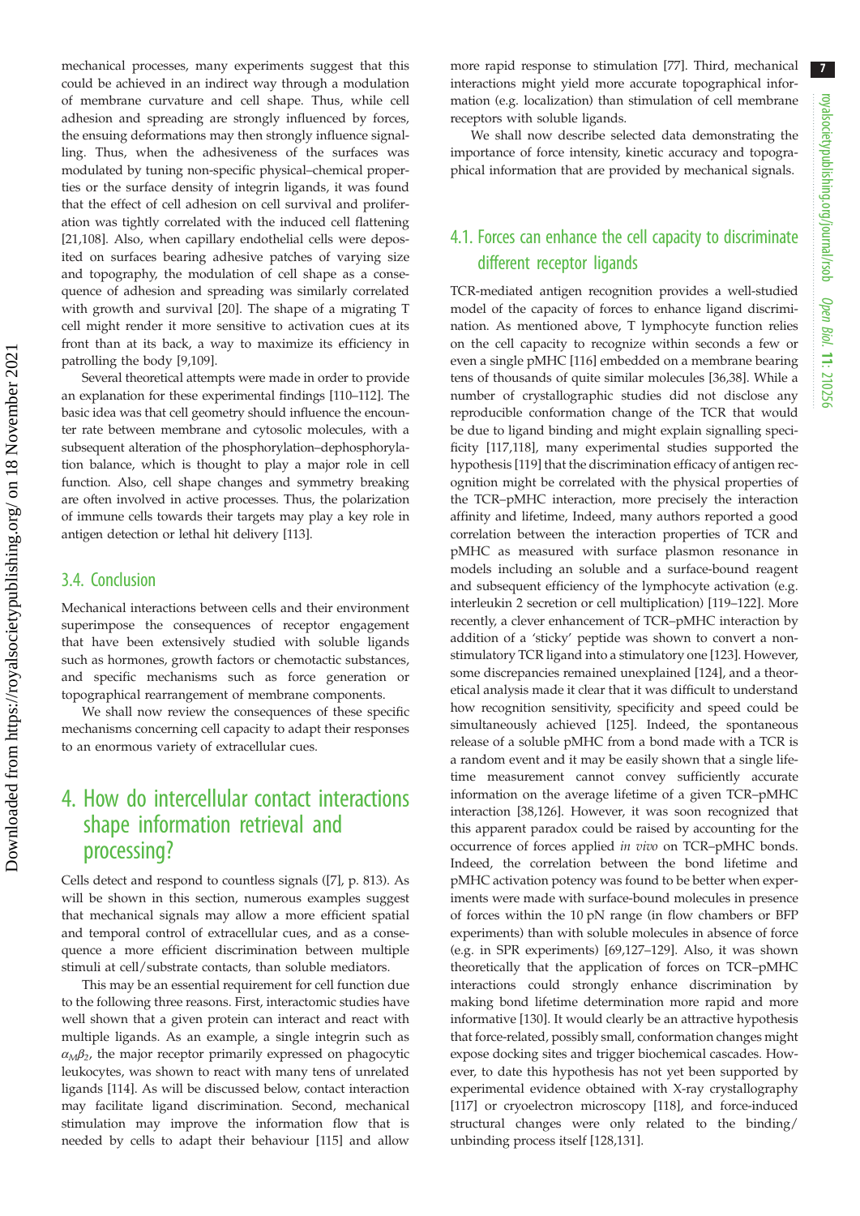mechanical processes, many experiments suggest that this could be achieved in an indirect way through a modulation of membrane curvature and cell shape. Thus, while cell adhesion and spreading are strongly influenced by forces, the ensuing deformations may then strongly influence signalling. Thus, when the adhesiveness of the surfaces was modulated by tuning non-specific physical–chemical properties or the surface density of integrin ligands, it was found that the effect of cell adhesion on cell survival and proliferation was tightly correlated with the induced cell flattening [21,108]. Also, when capillary endothelial cells were deposited on surfaces bearing adhesive patches of varying size and topography, the modulation of cell shape as a consequence of adhesion and spreading was similarly correlated with growth and survival [20]. The shape of a migrating T cell might render it more sensitive to activation cues at its front than at its back, a way to maximize its efficiency in patrolling the body [9,109].

Several theoretical attempts were made in order to provide an explanation for these experimental findings [110–112]. The basic idea was that cell geometry should influence the encounter rate between membrane and cytosolic molecules, with a subsequent alteration of the phosphorylation–dephosphorylation balance, which is thought to play a major role in cell function. Also, cell shape changes and symmetry breaking are often involved in active processes. Thus, the polarization of immune cells towards their targets may play a key role in antigen detection or lethal hit delivery [113].

### 3.4. Conclusion

Mechanical interactions between cells and their environment superimpose the consequences of receptor engagement that have been extensively studied with soluble ligands such as hormones, growth factors or chemotactic substances, and specific mechanisms such as force generation or topographical rearrangement of membrane components.

We shall now review the consequences of these specific mechanisms concerning cell capacity to adapt their responses to an enormous variety of extracellular cues.

## 4. How do intercellular contact interactions shape information retrieval and processing?

Cells detect and respond to countless signals ([7], p. 813). As will be shown in this section, numerous examples suggest that mechanical signals may allow a more efficient spatial and temporal control of extracellular cues, and as a consequence a more efficient discrimination between multiple stimuli at cell/substrate contacts, than soluble mediators.

This may be an essential requirement for cell function due to the following three reasons. First, interactomic studies have well shown that a given protein can interact and react with multiple ligands. As an example, a single integrin such as $\alpha_M\beta_2$, the major receptor primarily expressed on phagocytic leukocytes, was shown to react with many tens of unrelated ligands [114]. As will be discussed below, contact interaction may facilitate ligand discrimination. Second, mechanical stimulation may improve the information flow that is needed by cells to adapt their behaviour [115] and allow more rapid response to stimulation [77]. Third, mechanical interactions might yield more accurate topographical information (e.g. localization) than stimulation of cell membrane receptors with soluble ligands.

We shall now describe selected data demonstrating the importance of force intensity, kinetic accuracy and topographical information that are provided by mechanical signals.

### 4.1. Forces can enhance the cell capacity to discriminate different receptor ligands

TCR-mediated antigen recognition provides a well-studied model of the capacity of forces to enhance ligand discrimination. As mentioned above, T lymphocyte function relies on the cell capacity to recognize within seconds a few or even a single pMHC [116] embedded on a membrane bearing tens of thousands of quite similar molecules [36,38]. While a number of crystallographic studies did not disclose any reproducible conformation change of the TCR that would be due to ligand binding and might explain signalling specificity [117,118], many experimental studies supported the hypothesis [119] that the discrimination efficacy of antigen recognition might be correlated with the physical properties of the TCR–pMHC interaction, more precisely the interaction affinity and lifetime, Indeed, many authors reported a good correlation between the interaction properties of TCR and pMHC as measured with surface plasmon resonance in models including an soluble and a surface-bound reagent and subsequent efficiency of the lymphocyte activation (e.g. interleukin 2 secretion or cell multiplication) [119–122]. More recently, a clever enhancement of TCR–pMHC interaction by addition of a 'sticky' peptide was shown to convert a non-stimulatory TCR ligand into a stimulatory one [123]. However, some discrepancies remained unexplained [124], and a theoretical analysis made it clear that it was difficult to understand how recognition sensitivity, specificity and speed could be simultaneously achieved [125]. Indeed, the spontaneous release of a soluble pMHC from a bond made with a TCR is a random event and it may be easily shown that a single lifetime measurement cannot convey sufficiently accurate information on the average lifetime of a given TCR–pMHC interaction [38,126]. However, it was soon recognized that this apparent paradox could be raised by accounting for the occurrence of forces applied *in vivo* on TCR–pMHC bonds. Indeed, the correlation between the bond lifetime and pMHC activation potency was found to be better when experiments were made with surface-bound molecules in presence of forces within the 10 pN range (in flow chambers or BFP experiments) than with soluble molecules in absence of force (e.g. in SPR experiments) [69,127–129]. Also, it was shown theoretically that the application of forces on TCR–pMHC interactions could strongly enhance discrimination by making bond lifetime determination more rapid and more informative [130]. It would clearly be an attractive hypothesis that force-related, possibly small, conformation changes might expose docking sites and trigger biochemical cascades. However, to date this hypothesis has not yet been supported by experimental evidence obtained with X-ray crystallography [117] or cryoelectron microscopy [118], and force-induced structural changes were only related to the binding/unbinding process itself [128,131].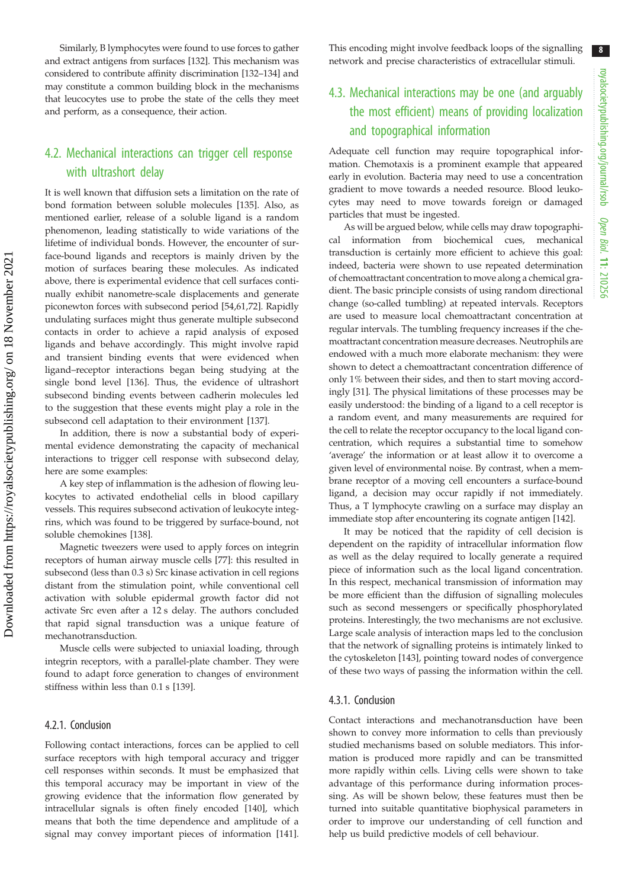Similarly, B lymphocytes were found to use forces to gather and extract antigens from surfaces [132]. This mechanism was considered to contribute affinity discrimination [132–134] and may constitute a common building block in the mechanisms that leucocytes use to probe the state of the cells they meet and perform, as a consequence, their action.

## 4.2. Mechanical interactions can trigger cell response with ultrashort delay

It is well known that diffusion sets a limitation on the rate of bond formation between soluble molecules [135]. Also, as mentioned earlier, release of a soluble ligand is a random phenomenon, leading statistically to wide variations of the lifetime of individual bonds. However, the encounter of surface-bound ligands and receptors is mainly driven by the motion of surfaces bearing these molecules. As indicated above, there is experimental evidence that cell surfaces continually exhibit nanometre-scale displacements and generate piconewton forces with subsecond period [54,61,72]. Rapidly undulating surfaces might thus generate multiple subsecond contacts in order to achieve a rapid analysis of exposed ligands and behave accordingly. This might involve rapid and transient binding events that were evidenced when ligand–receptor interactions began being studying at the single bond level [136]. Thus, the evidence of ultrashort subsecond binding events between cadherin molecules led to the suggestion that these events might play a role in the subsecond cell adaptation to their environment [137].

In addition, there is now a substantial body of experimental evidence demonstrating the capacity of mechanical interactions to trigger cell response with subsecond delay, here are some examples:

A key step of inflammation is the adhesion of flowing leukocytes to activated endothelial cells in blood capillary vessels. This requires subsecond activation of leukocyte integrins, which was found to be triggered by surface-bound, not soluble chemokines [138].

Magnetic tweezers were used to apply forces on integrin receptors of human airway muscle cells [77]: this resulted in subsecond (less than 0.3 s) Src kinase activation in cell regions distant from the stimulation point, while conventional cell activation with soluble epidermal growth factor did not activate Src even after a 12 s delay. The authors concluded that rapid signal transduction was a unique feature of mechanotransduction.

Muscle cells were subjected to uniaxial loading, through integrin receptors, with a parallel-plate chamber. They were found to adapt force generation to changes of environment stiffness within less than 0.1 s [139].

### 4.2.1. Conclusion

Following contact interactions, forces can be applied to cell surface receptors with high temporal accuracy and trigger cell responses within seconds. It must be emphasized that this temporal accuracy may be important in view of the growing evidence that the information flow generated by intracellular signals is often finely encoded [140], which means that both the time dependence and amplitude of a signal may convey important pieces of information [141]. This encoding might involve feedback loops of the signalling network and precise characteristics of extracellular stimuli.

## 4.3. Mechanical interactions may be one (and arguably the most efficient) means of providing localization and topographical information

Adequate cell function may require topographical information. Chemotaxis is a prominent example that appeared early in evolution. Bacteria may need to use a concentration gradient to move towards a needed resource. Blood leukocytes may need to move towards foreign or damaged particles that must be ingested.

As will be argued below, while cells may draw topographical information from biochemical cues, mechanical transduction is certainly more efficient to achieve this goal: indeed, bacteria were shown to use repeated determination of chemoattractant concentration to move along a chemical gradient. The basic principle consists of using random directional change (so-called tumbling) at repeated intervals. Receptors are used to measure local chemoattractant concentration at regular intervals. The tumbling frequency increases if the chemoattractant concentration measure decreases. Neutrophils are endowed with a much more elaborate mechanism: they were shown to detect a chemoattractant concentration difference of only 1% between their sides, and then to start moving accordingly [31]. The physical limitations of these processes may be easily understood: the binding of a ligand to a cell receptor is a random event, and many measurements are required for the cell to relate the receptor occupancy to the local ligand concentration, which requires a substantial time to somehow 'average' the information or at least allow it to overcome a given level of environmental noise. By contrast, when a membrane receptor of a moving cell encounters a surface-bound ligand, a decision may occur rapidly if not immediately. Thus, a T lymphocyte crawling on a surface may display an immediate stop after encountering its cognate antigen [142].

It may be noticed that the rapidity of cell decision is dependent on the rapidity of intracellular information flow as well as the delay required to locally generate a required piece of information such as the local ligand concentration. In this respect, mechanical transmission of information may be more efficient than the diffusion of signalling molecules such as second messengers or specifically phosphorylated proteins. Interestingly, the two mechanisms are not exclusive. Large scale analysis of interaction maps led to the conclusion that the network of signalling proteins is intimately linked to the cytoskeleton [143], pointing toward nodes of convergence of these two ways of passing the information within the cell.

### 4.3.1. Conclusion

Contact interactions and mechanotransduction have been shown to convey more information to cells than previously studied mechanisms based on soluble mediators. This information is produced more rapidly and can be transmitted more rapidly within cells. Living cells were shown to take advantage of this performance during information processing. As will be shown below, these features must then be turned into suitable quantitative biophysical parameters in order to improve our understanding of cell function and help us build predictive models of cell behaviour.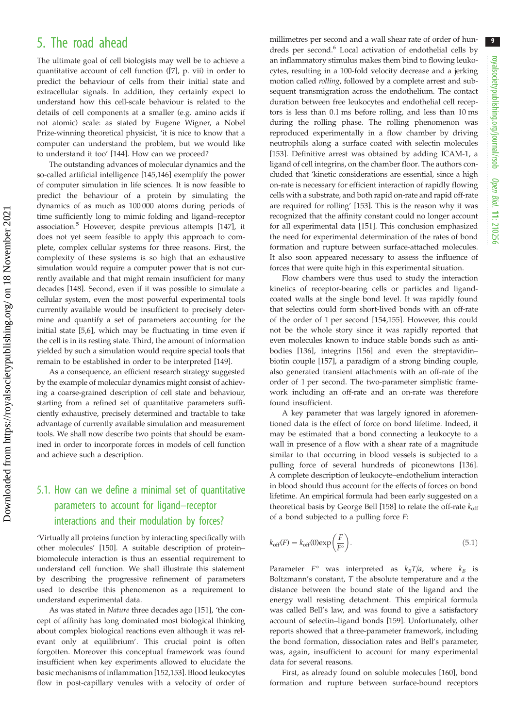## 5. The road ahead

The ultimate goal of cell biologists may well be to achieve a quantitative account of cell function ([7], p. vii) in order to predict the behaviour of cells from their initial state and extracellular signals. In addition, they certainly expect to understand how this cell-scale behaviour is related to the details of cell components at a smaller (e.g. amino acids if not atomic) scale: as stated by Eugene Wigner, a Nobel Prize-winning theoretical physicist, 'it is nice to know that a computer can understand the problem, but we would like to understand it too' [144]. How can we proceed?

The outstanding advances of molecular dynamics and the so-called artificial intelligence [145,146] exemplify the power of computer simulation in life sciences. It is now feasible to predict the behaviour of a protein by simulating the dynamics of as much as 100 000 atoms during periods of time sufficiently long to mimic folding and ligand–receptor association.[5] However, despite previous attempts [147], it does not yet seem feasible to apply this approach to complete, complex cellular systems for three reasons. First, the complexity of these systems is so high that an exhaustive simulation would require a computer power that is not currently available and that might remain insufficient for many decades [148]. Second, even if it was possible to simulate a cellular system, even the most powerful experimental tools currently available would be insufficient to precisely determine and quantify a set of parameters accounting for the initial state [5,6], which may be fluctuating in time even if the cell is in its resting state. Third, the amount of information yielded by such a simulation would require special tools that remain to be established in order to be interpreted [149].

As a consequence, an efficient research strategy suggested by the example of molecular dynamics might consist of achieving a coarse-grained description of cell state and behaviour, starting from a refined set of quantitative parameters sufficiently exhaustive, precisely determined and tractable to take advantage of currently available simulation and measurement tools. We shall now describe two points that should be examined in order to incorporate forces in models of cell function and achieve such a description.

### 5.1. How can we define a minimal set of quantitative parameters to account for ligand–receptor interactions and their modulation by forces?

'Virtually all proteins function by interacting specifically with other molecules' [150]. A suitable description of protein–biomolecule interaction is thus an essential requirement to understand cell function. We shall illustrate this statement by describing the progressive refinement of parameters used to describe this phenomenon as a requirement to understand experimental data.

As was stated in *Nature* three decades ago [151], 'the concept of affinity has long dominated most biological thinking about complex biological reactions even although it was relevant only at equilibrium'. This crucial point is often forgotten. Moreover this conceptual framework was found insufficient when key experiments allowed to elucidate the basic mechanisms of inflammation [152,153]. Blood leukocytes flow in post-capillary venules with a velocity of order of millimetres per second and a wall shear rate of order of hundreds per second.[6] Local activation of endothelial cells by an inflammatory stimulus makes them bind to flowing leukocytes, resulting in a 100-fold velocity decrease and a jerking motion called *rolling*, followed by a complete arrest and subsequent transmigration across the endothelium. The contact duration between free leukocytes and endothelial cell receptors is less than 0.1 ms before rolling, and less than 10 ms during the rolling phase. The rolling phenomenon was reproduced experimentally in a flow chamber by driving neutrophils along a surface coated with selectin molecules [153]. Definitive arrest was obtained by adding ICAM-1, a ligand of cell integrins, on the chamber floor. The authors concluded that 'kinetic considerations are essential, since a high on-rate is necessary for efficient interaction of rapidly flowing cells with a substrate, and both rapid on-rate and rapid off-rate are required for rolling' [153]. This is the reason why it was recognized that the affinity constant could no longer account for all experimental data [151]. This conclusion emphasized the need for experimental determination of the rates of bond formation and rupture between surface-attached molecules. It also soon appeared necessary to assess the influence of forces that were quite high in this experimental situation.

Flow chambers were thus used to study the interaction kinetics of receptor-bearing cells or particles and ligand-coated walls at the single bond level. It was rapidly found that selectins could form short-lived bonds with an off-rate of the order of 1 per second [154,155]. However, this could not be the whole story since it was rapidly reported that even molecules known to induce stable bonds such as antibodies [136], integrins [156] and even the streptavidin–biotin couple [157], a paradigm of a strong binding couple, also generated transient attachments with an off-rate of the order of 1 per second. The two-parameter simplistic framework including an off-rate and an on-rate was therefore found insufficient.

A key parameter that was largely ignored in aforementioned data is the effect of force on bond lifetime. Indeed, it may be estimated that a bond connecting a leukocyte to a wall in presence of a flow with a shear rate of a magnitude similar to that occurring in blood vessels is subjected to a pulling force of several hundreds of piconewtons [136]. A complete description of leukocyte–endothelium interaction in blood should thus account for the effects of forces on bond lifetime. An empirical formula had been early suggested on a theoretical basis by George Bell [158] to relate the off-rate $k_{\text{off}}$ of a bond subjected to a pulling force $F$:

$$k_{\text{off}}(F) = k_{\text{off}}(0)\exp\left(\frac{F}{F^{\circ}}\right). \tag{5.1}$$

Parameter $F^{\circ}$ was interpreted as $k_BT/a$, where $k_B$ is Boltzmann's constant, $T$ the absolute temperature and $a$ the distance between the bound state of the ligand and the energy wall resisting detachment. This empirical formula was called Bell's law, and was found to give a satisfactory account of selectin–ligand bonds [159]. Unfortunately, other reports showed that a three-parameter framework, including the bond formation, dissociation rates and Bell's parameter, was, again, insufficient to account for many experimental data for several reasons.

First, as already found on soluble molecules [160], bond formation and rupture between surface-bound receptors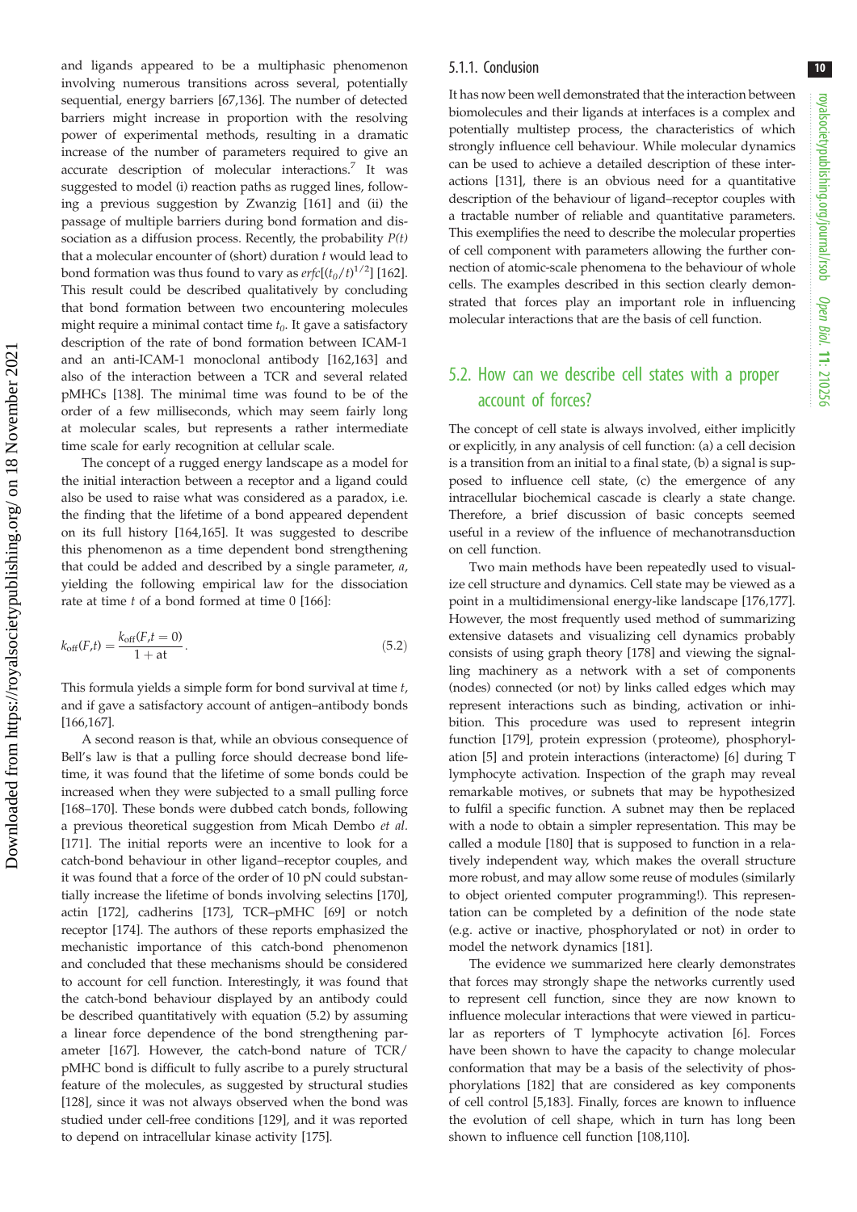and ligands appeared to be a multiphasic phenomenon involving numerous transitions across several, potentially sequential, energy barriers [67,136]. The number of detected barriers might increase in proportion with the resolving power of experimental methods, resulting in a dramatic increase of the number of parameters required to give an accurate description of molecular interactions.[7] It was suggested to model (i) reaction paths as rugged lines, following a previous suggestion by Zwanzig [161] and (ii) the passage of multiple barriers during bond formation and dissociation as a diffusion process. Recently, the probability $P(t)$ that a molecular encounter of (short) duration $t$ would lead to bond formation was thus found to vary as $erfc[(t_0/t)^{1/2}]$ [162]. This result could be described qualitatively by concluding that bond formation between two encountering molecules might require a minimal contact time $t_0$. It gave a satisfactory description of the rate of bond formation between ICAM-1 and an anti-ICAM-1 monoclonal antibody [162,163] and also of the interaction between a TCR and several related pMHCs [138]. The minimal time was found to be of the order of a few milliseconds, which may seem fairly long at molecular scales, but represents a rather intermediate time scale for early recognition at cellular scale.

The concept of a rugged energy landscape as a model for the initial interaction between a receptor and a ligand could also be used to raise what was considered as a paradox, i.e. the finding that the lifetime of a bond appeared dependent on its full history [164,165]. It was suggested to describe this phenomenon as a time dependent bond strengthening that could be added and described by a single parameter, $a$, yielding the following empirical law for the dissociation rate at time $t$ of a bond formed at time 0 [166]:

$$k_{\text{off}}(F,t) = \frac{k_{\text{off}}(F,t=0)}{1+\text{at}}. \tag{5.2}$$

This formula yields a simple form for bond survival at time $t$, and if gave a satisfactory account of antigen–antibody bonds [166,167].

A second reason is that, while an obvious consequence of Bell's law is that a pulling force should decrease bond lifetime, it was found that the lifetime of some bonds could be increased when they were subjected to a small pulling force [168–170]. These bonds were dubbed catch bonds, following a previous theoretical suggestion from Micah Dembo *et al.* [171]. The initial reports were an incentive to look for a catch-bond behaviour in other ligand–receptor couples, and it was found that a force of the order of 10 pN could substantially increase the lifetime of bonds involving selectins [170], actin [172], cadherins [173], TCR–pMHC [69] or notch receptor [174]. The authors of these reports emphasized the mechanistic importance of this catch-bond phenomenon and concluded that these mechanisms should be considered to account for cell function. Interestingly, it was found that the catch-bond behaviour displayed by an antibody could be described quantitatively with equation (5.2) by assuming a linear force dependence of the bond strengthening parameter [167]. However, the catch-bond nature of TCR/pMHC bond is difficult to fully ascribe to a purely structural feature of the molecules, as suggested by structural studies [128], since it was not always observed when the bond was studied under cell-free conditions [129], and it was reported to depend on intracellular kinase activity [175].

#### 5.1.1. Conclusion

It has now been well demonstrated that the interaction between biomolecules and their ligands at interfaces is a complex and potentially multistep process, the characteristics of which strongly influence cell behaviour. While molecular dynamics can be used to achieve a detailed description of these interactions [131], there is an obvious need for a quantitative description of the behaviour of ligand–receptor couples with a tractable number of reliable and quantitative parameters. This exemplifies the need to describe the molecular properties of cell component with parameters allowing the further connection of atomic-scale phenomena to the behaviour of whole cells. The examples described in this section clearly demonstrated that forces play an important role in influencing molecular interactions that are the basis of cell function.

### 5.2. How can we describe cell states with a proper account of forces?

The concept of cell state is always involved, either implicitly or explicitly, in any analysis of cell function: (a) a cell decision is a transition from an initial to a final state, (b) a signal is supposed to influence cell state, (c) the emergence of any intracellular biochemical cascade is clearly a state change. Therefore, a brief discussion of basic concepts seemed useful in a review of the influence of mechanotransduction on cell function.

Two main methods have been repeatedly used to visualize cell structure and dynamics. Cell state may be viewed as a point in a multidimensional energy-like landscape [176,177]. However, the most frequently used method of summarizing extensive datasets and visualizing cell dynamics probably consists of using graph theory [178] and viewing the signalling machinery as a network with a set of components (nodes) connected (or not) by links called edges which may represent interactions such as binding, activation or inhibition. This procedure was used to represent integrin function [179], protein expression (proteome), phosphorylation [5] and protein interactions (interactome) [6] during T lymphocyte activation. Inspection of the graph may reveal remarkable motives, or subnets that may be hypothesized to fulfil a specific function. A subnet may then be replaced with a node to obtain a simpler representation. This may be called a module [180] that is supposed to function in a relatively independent way, which makes the overall structure more robust, and may allow some reuse of modules (similarly to object oriented computer programming!). This representation can be completed by a definition of the node state (e.g. active or inactive, phosphorylated or not) in order to model the network dynamics [181].

The evidence we summarized here clearly demonstrates that forces may strongly shape the networks currently used to represent cell function, since they are now known to influence molecular interactions that were viewed in particular as reporters of T lymphocyte activation [6]. Forces have been shown to have the capacity to change molecular conformation that may be a basis of the selectivity of phosphorylations [182] that are considered as key components of cell control [5,183]. Finally, forces are known to influence the evolution of cell shape, which in turn has long been shown to influence cell function [108,110].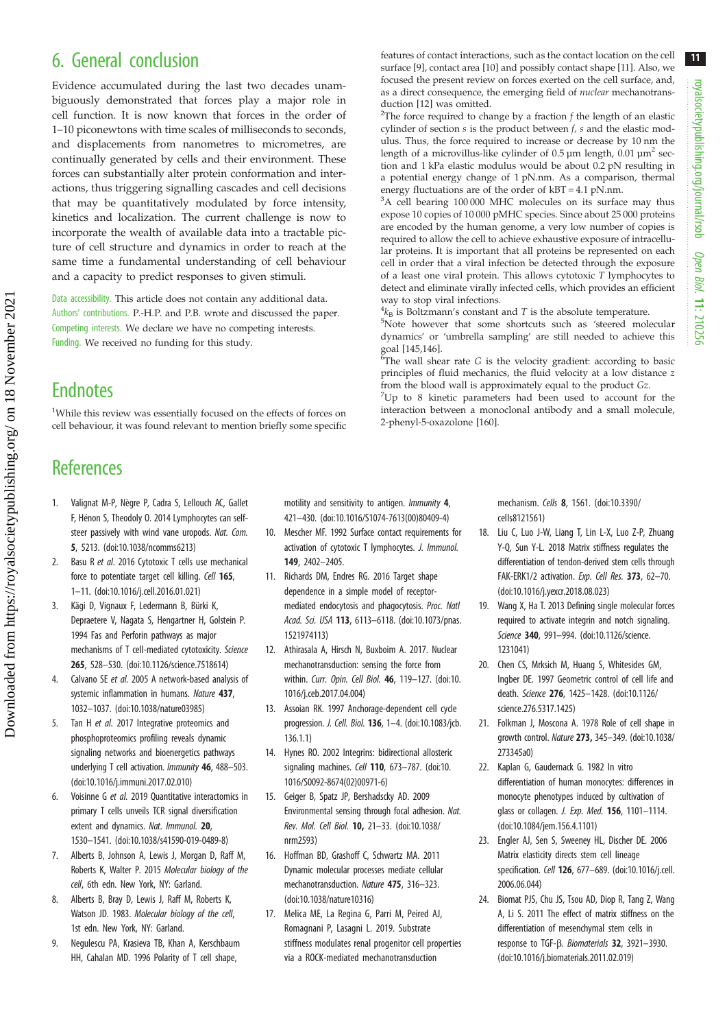## 6. General conclusion

Evidence accumulated during the last two decades unambiguously demonstrated that forces play a major role in cell function. It is now known that forces in the order of 1–10 piconewtons with time scales of milliseconds to seconds, and displacements from nanometres to micrometres, are continually generated by cells and their environment. These forces can substantially alter protein conformation and interactions, thus triggering signalling cascades and cell decisions that may be quantitatively modulated by force intensity, kinetics and localization. The current challenge is now to incorporate the wealth of available data into a tractable picture of cell structure and dynamics in order to reach at the same time a fundamental understanding of cell behaviour and a capacity to predict responses to given stimuli.

Data accessibility. This article does not contain any additional data.

Authors' contributions. P.-H.P. and P.B. wrote and discussed the paper.

Competing interests. We declare we have no competing interests.

Funding. We received no funding for this study.

## Endnotes

[1]While this review was essentially focused on the effects of forces on cell behaviour, it was found relevant to mention briefly some specific features of contact interactions, such as the contact location on the cell surface [9], contact area [10] and possibly contact shape [11]. Also, we focused the present review on forces exerted on the cell surface, and, as a direct consequence, the emerging field of *nuclear* mechanotransduction [12] was omitted.

[2]The force required to change by a fraction *f* the length of an elastic cylinder of section *s* is the product between *f*, *s* and the elastic modulus. Thus, the force required to increase or decrease by 10 nm the length of a microvillus-like cylinder of 0.5 µm length, 0.01 µm$^2$ section and 1 kPa elastic modulus would be about 0.2 pN resulting in a potential energy change of 1 pN.nm. As a comparison, thermal energy fluctuations are of the order of kBT = 4.1 pN.nm.

[3]A cell bearing 100 000 MHC molecules on its surface may thus expose 10 copies of 10 000 pMHC species. Since about 25 000 proteins are encoded by the human genome, a very low number of copies is required to allow the cell to achieve exhaustive exposure of intracellular proteins. It is important that all proteins be represented on each cell in order that a viral infection be detected through the exposure of a least one viral protein. This allows cytotoxic *T* lymphocytes to detect and eliminate virally infected cells, which provides an efficient way to stop viral infections.

[4]$k_B$ is Boltzmann's constant and *T* is the absolute temperature.

[5]Note however that some shortcuts such as 'steered molecular dynamics' or 'umbrella sampling' are still needed to achieve this goal [145,146].

[6]The wall shear rate *G* is the velocity gradient: according to basic principles of fluid mechanics, the fluid velocity at a low distance *z* from the blood wall is approximately equal to the product *Gz*.

[7]Up to 8 kinetic parameters had been used to account for the interaction between a monoclonal antibody and a small molecule, 2-phenyl-5-oxazolone [160].

## References

1. Valignat M-P, Nègre P, Cadra S, Lellouch AC, Gallet F, Hénon S, Theodoly O. 2014 Lymphocytes can self-steer passively with wind vane uropods. *Nat. Com.* **5**, 5213. (doi:10.1038/ncomms6213)
2. Basu R *et al.* 2016 Cytotoxic T cells use mechanical force to potentiate target cell killing. *Cell* **165**, 1–11. (doi:10.1016/j.cell.2016.01.021)
3. Kägi D, Vignaux F, Ledermann B, Bürki K, Depraetere V, Nagata S, Hengartner H, Golstein P. 1994 Fas and Perforin pathways as major mechanisms of T cell-mediated cytotoxicity. *Science* **265**, 528–530. (doi:10.1126/science.7518614)
4. Calvano SE *et al.* 2005 A network-based analysis of systemic inflammation in humans. *Nature* **437**, 1032–1037. (doi:10.1038/nature03985)
5. Tan H *et al.* 2017 Integrative proteomics and phosphoproteomics profiling reveals dynamic signaling networks and bioenergetics pathways underlying T cell activation. *Immunity* **46**, 488–503. (doi:10.1016/j.immuni.2017.02.010)
6. Voisinne G *et al.* 2019 Quantitative interactomics in primary T cells unveils TCR signal diversification extent and dynamics. *Nat. Immunol.* **20**, 1530–1541. (doi:10.1038/s41590-019-0489-8)
7. Alberts B, Johnson A, Lewis J, Morgan D, Raff M, Roberts K, Walter P. 2015 *Molecular biology of the cell*, 6th edn. New York, NY: Garland.
8. Alberts B, Bray D, Lewis J, Raff M, Roberts K, Watson JD. 1983. *Molecular biology of the cell*, 1st edn. New York, NY: Garland.
9. Negulescu PA, Krasieva TB, Khan A, Kerschbaum HH, Cahalan MD. 1996 Polarity of T cell shape, motility and sensitivity to antigen. *Immunity* **4**, 421–430. (doi:10.1016/S1074-7613(00)80409-4)
10. Mescher MF. 1992 Surface contact requirements for activation of cytotoxic T lymphocytes. *J. Immunol.* **149**, 2402–2405.
11. Richards DM, Endres RG. 2016 Target shape dependence in a simple model of receptor-mediated endocytosis and phagocytosis. *Proc. Natl Acad. Sci. USA* **113**, 6113–6118. (doi:10.1073/pnas.1521974113)
12. Athirasala A, Hirsch N, Buxboim A. 2017. Nuclear mechanotransduction: sensing the force from within. *Curr. Opin. Cell Biol.* **46**, 119–127. (doi:10.1016/j.ceb.2017.04.004)
13. Assoian RK. 1997 Anchorage-dependent cell cycle progression. *J. Cell. Biol.* **136**, 1–4. (doi:10.1083/jcb.136.1.1)
14. Hynes RO. 2002 Integrins: bidirectional allosteric signaling machines. *Cell* **110**, 673–787. (doi:10.1016/S0092-8674(02)00971-6)
15. Geiger B, Spatz JP, Bershadscky AD. 2009 Environmental sensing through focal adhesion. *Nat. Rev. Mol. Cell Biol.* **10,** 21–33. (doi:10.1038/nrm2593)
16. Hoffman BD, Grashoff C, Schwartz MA. 2011 Dynamic molecular processes mediate cellular mechanotransduction. *Nature* **475**, 316–323. (doi:10.1038/nature10316)
17. Melica ME, La Regina G, Parri M, Peired AJ, Romagnani P, Lasagni L. 2019. Substrate stiffness modulates renal progenitor cell properties via a ROCK-mediated mechanotransduction mechanism. *Cells* **8**, 1561. (doi:10.3390/cells8121561)
18. Liu C, Luo J-W, Liang T, Lin L-X, Luo Z-P, Zhuang Y-Q, Sun Y-L. 2018 Matrix stiffness regulates the differentiation of tendon-derived stem cells through FAK-ERK1/2 activation. *Exp. Cell Res.* **373**, 62–70. (doi:10.1016/j.yexcr.2018.08.023)
19. Wang X, Ha T. 2013 Defining single molecular forces required to activate integrin and notch signaling. *Science* **340**, 991–994. (doi:10.1126/science.1231041)
20. Chen CS, Mrksich M, Huang S, Whitesides GM, Ingber DE. 1997 Geometric control of cell life and death. *Science* **276**, 1425–1428. (doi:10.1126/science.276.5317.1425)
21. Folkman J, Moscona A. 1978 Role of cell shape in growth control. *Nature* **273,** 345–349. (doi:10.1038/273345a0)
22. Kaplan G, Gaudernack G. 1982 In vitro differentiation of human monocytes: differences in monocyte phenotypes induced by cultivation of glass or collagen. *J. Exp. Med.* **156**, 1101–1114. (doi:10.1084/jem.156.4.1101)
23. Engler AJ, Sen S, Sweeney HL, Discher DE. 2006 Matrix elasticity directs stem cell lineage specification. *Cell* **126**, 677–689. (doi:10.1016/j.cell.2006.06.044)
24. Biomat PJS, Chu JS, Tsou AD, Diop R, Tang Z, Wang A, Li S. 2011 The effect of matrix stiffness on the differentiation of mesenchymal stem cells in response to TGF-β. *Biomaterials* **32**, 3921–3930. (doi:10.1016/j.biomaterials.2011.02.019)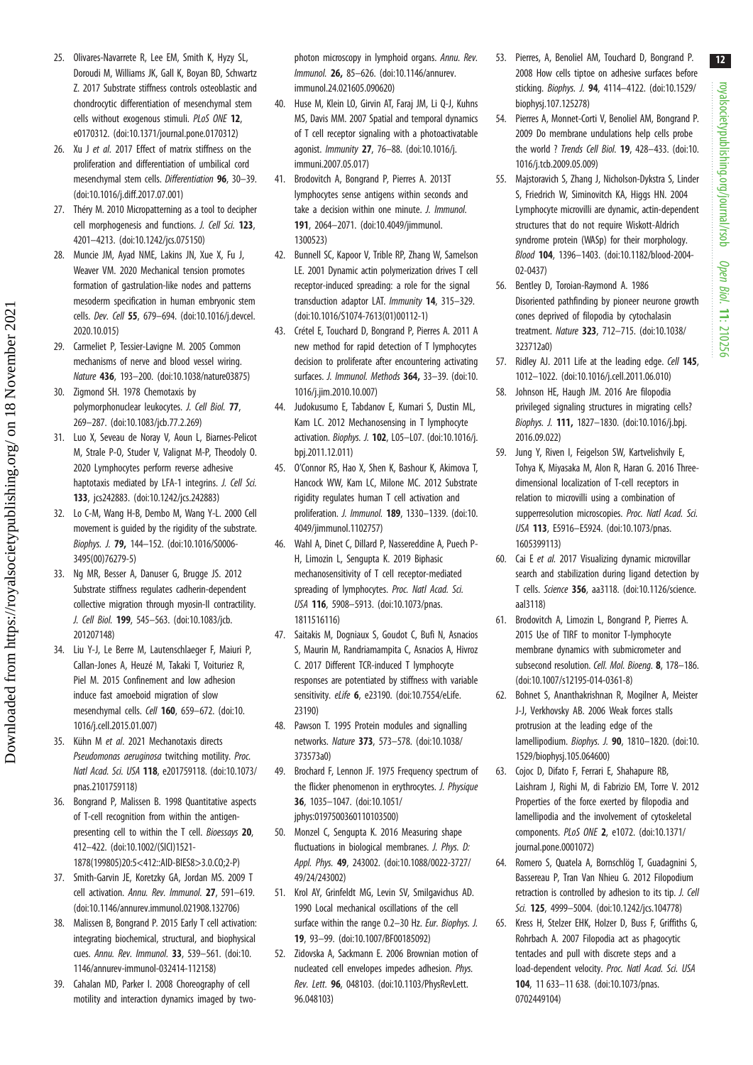25. Olivares-Navarrete R, Lee EM, Smith K, Hyzy SL, Doroudi M, Williams JK, Gall K, Boyan BD, Schwartz Z. 2017 Substrate stiffness controls osteoblastic and chondrocytic differentiation of mesenchymal stem cells without exogenous stimuli. *PLoS ONE* **12**, e0170312. (doi:10.1371/journal.pone.0170312)
26. Xu J *et al.* 2017 Effect of matrix stiffness on the proliferation and differentiation of umbilical cord mesenchymal stem cells. *Differentiation* **96**, 30–39. (doi:10.1016/j.diff.2017.07.001)
27. Théry M. 2010 Micropatterning as a tool to decipher cell morphogenesis and functions. *J. Cell Sci.* **123**, 4201–4213. (doi:10.1242/jcs.075150)
28. Muncie JM, Ayad NME, Lakins JN, Xue X, Fu J, Weaver VM. 2020 Mechanical tension promotes formation of gastrulation-like nodes and patterns mesoderm specification in human embryonic stem cells. *Dev. Cell* **55**, 679–694. (doi:10.1016/j.devcel.2020.10.015)
29. Carmeliet P, Tessier-Lavigne M. 2005 Common mechanisms of nerve and blood vessel wiring. *Nature* **436**, 193–200. (doi:10.1038/nature03875)
30. Zigmond SH. 1978 Chemotaxis by polymorphonuclear leukocytes. *J. Cell Biol.* **77**, 269–287. (doi:10.1083/jcb.77.2.269)
31. Luo X, Seveau de Noray V, Aoun L, Biarnes-Pelicot M, Strale P-O, Studer V, Valignat M-P, Theodoly O. 2020 Lymphocytes perform reverse adhesive haptotaxis mediated by LFA-1 integrins. *J. Cell Sci.* **133**, jcs242883. (doi:10.1242/jcs.242883)
32. Lo C-M, Wang H-B, Dembo M, Wang Y-L. 2000 Cell movement is guided by the rigidity of the substrate. *Biophys. J.* **79,** 144–152. (doi:10.1016/S0006-3495(00)76279-5)
33. Ng MR, Besser A, Danuser G, Brugge JS. 2012 Substrate stiffness regulates cadherin-dependent collective migration through myosin-II contractility. *J. Cell Biol.* **199**, 545–563. (doi:10.1083/jcb.201207148)
34. Liu Y-J, Le Berre M, Lautenschlaeger F, Maiuri P, Callan-Jones A, Heuzé M, Takaki T, Voituriez R, Piel M. 2015 Confinement and low adhesion induce fast amoeboid migration of slow mesenchymal cells. *Cell* **160**, 659–672. (doi:10.1016/j.cell.2015.01.007)
35. Kühn M *et al*. 2021 Mechanotaxis directs *Pseudomonas aeruginosa* twitching motility. *Proc. Natl Acad. Sci. USA* **118**, e201759118. (doi:10.1073/pnas.2101759118)
36. Bongrand P, Malissen B. 1998 Quantitative aspects of T-cell recognition from within the antigen-presenting cell to within the T cell. *Bioessays* **20**, 412–422. (doi:10.1002/(SICI)1521-1878(199805)20:5<412::AID-BIES8>3.0.CO;2-P)
37. Smith-Garvin JE, Koretzky GA, Jordan MS. 2009 T cell activation. *Annu. Rev. Immunol.* **27**, 591–619. (doi:10.1146/annurev.immunol.021908.132706)
38. Malissen B, Bongrand P. 2015 Early T cell activation: integrating biochemical, structural, and biophysical cues. *Annu. Rev. Immunol.* **33**, 539–561. (doi:10.1146/annurev-immunol-032414-112158)
39. Cahalan MD, Parker I. 2008 Choreography of cell motility and interaction dynamics imaged by two-photon microscopy in lymphoid organs. *Annu. Rev. Immunol.* **26,** 85–626. (doi:10.1146/annurev.immunol.24.021605.090620)
40. Huse M, Klein LO, Girvin AT, Faraj JM, Li Q-J, Kuhns MS, Davis MM. 2007 Spatial and temporal dynamics of T cell receptor signaling with a photoactivatable agonist. *Immunity* **27**, 76–88. (doi:10.1016/j.immuni.2007.05.017)
41. Brodovitch A, Bongrand P, Pierres A. 2013T lymphocytes sense antigens within seconds and take a decision within one minute. *J. Immunol.* **191**, 2064–2071. (doi:10.4049/jimmunol.1300523)
42. Bunnell SC, Kapoor V, Trible RP, Zhang W, Samelson LE. 2001 Dynamic actin polymerization drives T cell receptor-induced spreading: a role for the signal transduction adaptor LAT. *Immunity* **14**, 315–329. (doi:10.1016/S1074-7613(01)00112-1)
43. Crétel E, Touchard D, Bongrand P, Pierres A. 2011 A new method for rapid detection of T lymphocytes decision to proliferate after encountering activating surfaces. *J. Immunol. Methods* **364,** 33–39. (doi:10.1016/j.jim.2010.10.007)
44. Judokusumo E, Tabdanov E, Kumari S, Dustin ML, Kam LC. 2012 Mechanosensing in T lymphocyte activation. *Biophys. J.* **102**, L05–L07. (doi:10.1016/j.bpj.2011.12.011)
45. O'Connor RS, Hao X, Shen K, Bashour K, Akimova T, Hancock WW, Kam LC, Milone MC. 2012 Substrate rigidity regulates human T cell activation and proliferation. *J. Immunol.* **189**, 1330–1339. (doi:10.4049/jimmunol.1102757)
46. Wahl A, Dinet C, Dillard P, Nassereddine A, Puech P-H, Limozin L, Sengupta K. 2019 Biphasic mechanosensitivity of T cell receptor-mediated spreading of lymphocytes. *Proc. Natl Acad. Sci. USA* **116**, 5908–5913. (doi:10.1073/pnas.1811516116)
47. Saitakis M, Dogniaux S, Goudot C, Bufi N, Asnacios S, Maurin M, Randriamampita C, Asnacios A, Hivroz C. 2017 Different TCR-induced T lymphocyte responses are potentiated by stiffness with variable sensitivity. *eLife* **6**, e23190. (doi:10.7554/eLife.23190)
48. Pawson T. 1995 Protein modules and signalling networks. *Nature* **373**, 573–578. (doi:10.1038/373573a0)
49. Brochard F, Lennon JF. 1975 Frequency spectrum of the flicker phenomenon in erythrocytes. *J. Physique* **36**, 1035–1047. (doi:10.1051/jphys:0197500360110103500)
50. Monzel C, Sengupta K. 2016 Measuring shape fluctuations in biological membranes. *J. Phys. D: Appl. Phys.* **49**, 243002. (doi:10.1088/0022-3727/49/24/243002)
51. Krol AY, Grinfeldt MG, Levin SV, Smilgavichus AD. 1990 Local mechanical oscillations of the cell surface within the range 0.2–30 Hz. *Eur. Biophys. J.* **19**, 93–99. (doi:10.1007/BF00185092)
52. Zidovska A, Sackmann E. 2006 Brownian motion of nucleated cell envelopes impedes adhesion. *Phys. Rev. Lett.* **96**, 048103. (doi:10.1103/PhysRevLett.96.048103)
53. Pierres, A, Benoliel AM, Touchard D, Bongrand P. 2008 How cells tiptoe on adhesive surfaces before sticking. *Biophys. J.* **94**, 4114–4122. (doi:10.1529/biophysj.107.125278)
54. Pierres A, Monnet-Corti V, Benoliel AM, Bongrand P. 2009 Do membrane undulations help cells probe the world ? *Trends Cell Biol.* **19**, 428–433. (doi:10.1016/j.tcb.2009.05.009)
55. Majstoravich S, Zhang J, Nicholson-Dykstra S, Linder S, Friedrich W, Siminovitch KA, Higgs HN. 2004 Lymphocyte microvilli are dynamic, actin-dependent structures that do not require Wiskott-Aldrich syndrome protein (WASp) for their morphology. *Blood* **104**, 1396–1403. (doi:10.1182/blood-2004-02-0437)
56. Bentley D, Toroian-Raymond A. 1986 Disoriented pathfinding by pioneer neurone growth cones deprived of filopodia by cytochalasin treatment. *Nature* **323**, 712–715. (doi:10.1038/323712a0)
57. Ridley AJ. 2011 Life at the leading edge. *Cell* **145**, 1012–1022. (doi:10.1016/j.cell.2011.06.010)
58. Johnson HE, Haugh JM. 2016 Are filopodia privileged signaling structures in migrating cells? *Biophys. J.* **111,** 1827–1830. (doi:10.1016/j.bpj.2016.09.022)
59. Jung Y, Riven I, Feigelson SW, Kartvelishvily E, Tohya K, Miyasaka M, Alon R, Haran G. 2016 Three-dimensional localization of T-cell receptors in relation to microvilli using a combination of supperresolution microscopies. *Proc. Natl Acad. Sci. USA* **113**, E5916–E5924. (doi:10.1073/pnas.1605399113)
60. Cai E *et al.* 2017 Visualizing dynamic microvillar search and stabilization during ligand detection by T cells. *Science* **356**, aa3118. (doi:10.1126/science.aal3118)
61. Brodovitch A, Limozin L, Bongrand P, Pierres A. 2015 Use of TIRF to monitor T-lymphocyte membrane dynamics with submicrometer and subsecond resolution. *Cell. Mol. Bioeng.* **8**, 178–186. (doi:10.1007/s12195-014-0361-8)
62. Bohnet S, Ananthakrishnan R, Mogilner A, Meister J-J, Verkhovsky AB. 2006 Weak forces stalls protrusion at the leading edge of the lamellipodium. *Biophys. J.* **90**, 1810–1820. (doi:10.1529/biophysj.105.064600)
63. Cojoc D, Difato F, Ferrari E, Shahapure RB, Laishram J, Righi M, di Fabrizio EM, Torre V. 2012 Properties of the force exerted by filopodia and lamellipodia and the involvement of cytoskeletal components. *PLoS ONE* **2**, e1072. (doi:10.1371/journal.pone.0001072)
64. Romero S, Quatela A, Bornschlög T, Guadagnini S, Bassereau P, Tran Van Nhieu G. 2012 Filopodium retraction is controlled by adhesion to its tip. *J. Cell Sci.* **125**, 4999–5004. (doi:10.1242/jcs.104778)
65. Kress H, Stelzer EHK, Holzer D, Buss F, Griffiths G, Rohrbach A. 2007 Filopodia act as phagocytic tentacles and pull with discrete steps and a load-dependent velocity. *Proc. Natl Acad. Sci. USA* **104**, 11 633–11 638. (doi:10.1073/pnas.0702449104)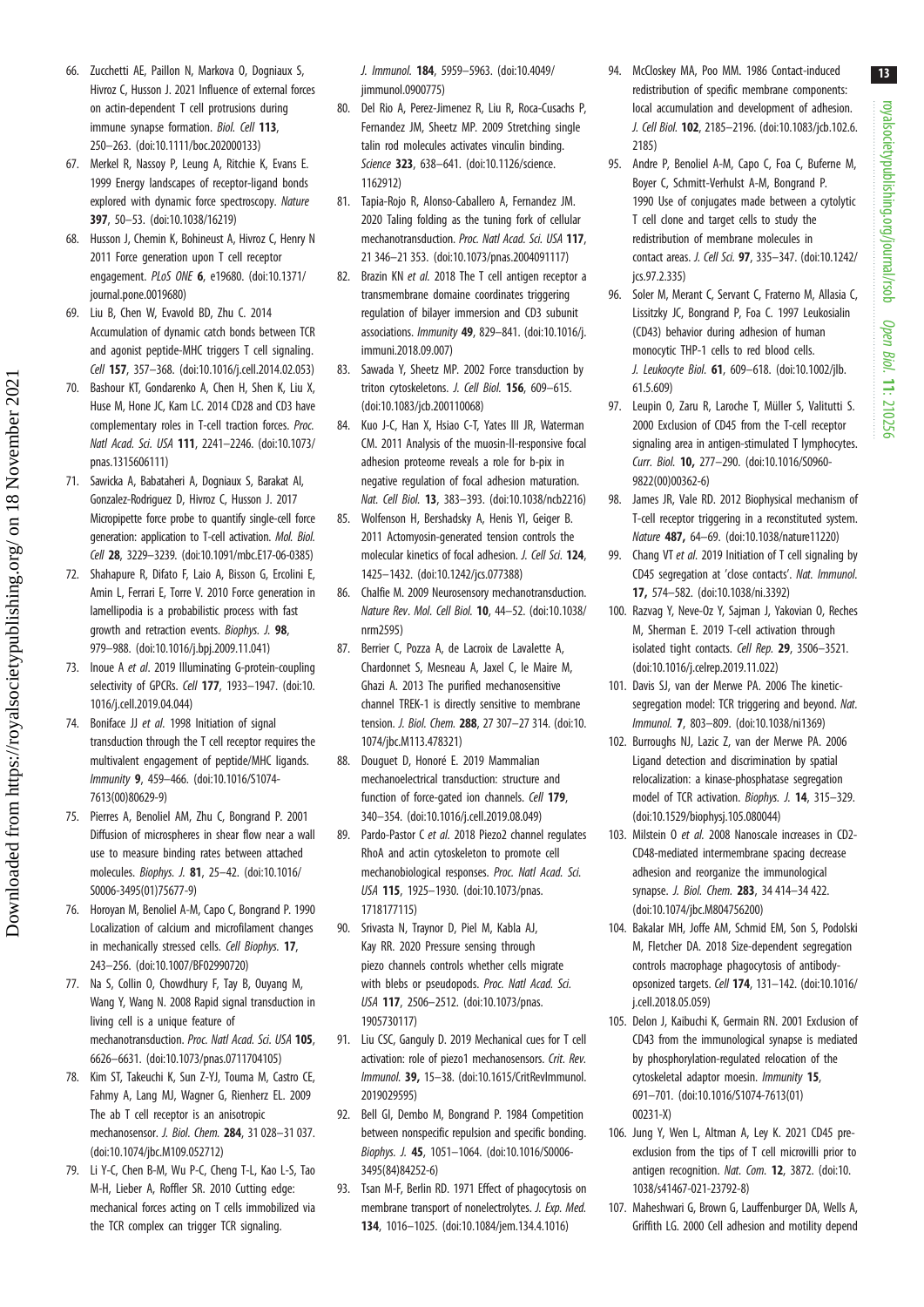66. Zucchetti AE, Paillon N, Markova O, Dogniaux S, Hivroz C, Husson J. 2021 Influence of external forces on actin-dependent T cell protrusions during immune synapse formation. Biol. Cell **113**, 250–263. (doi:10.1111/boc.202000133)
67. Merkel R, Nassoy P, Leung A, Ritchie K, Evans E. 1999 Energy landscapes of receptor-ligand bonds explored with dynamic force spectroscopy. Nature **397**, 50–53. (doi:10.1038/16219)
68. Husson J, Chemin K, Bohineust A, Hivroz C, Henry N 2011 Force generation upon T cell receptor engagement. PLoS ONE **6**, e19680. (doi:10.1371/journal.pone.0019680)
69. Liu B, Chen W, Evavold BD, Zhu C. 2014 Accumulation of dynamic catch bonds between TCR and agonist peptide-MHC triggers T cell signaling. Cell **157**, 357–368. (doi:10.1016/j.cell.2014.02.053)
70. Bashour KT, Gondarenko A, Chen H, Shen K, Liu X, Huse M, Hone JC, Kam LC. 2014 CD28 and CD3 have complementary roles in T-cell traction forces. Proc. Natl Acad. Sci. USA **111**, 2241–2246. (doi:10.1073/pnas.1315606111)
71. Sawicka A, Babataheri A, Dogniaux S, Barakat AI, Gonzalez-Rodriguez D, Hivroz C, Husson J. 2017 Micropipette force probe to quantify single-cell force generation: application to T-cell activation. Mol. Biol. Cell **28**, 3229–3239. (doi:10.1091/mbc.E17-06-0385)
72. Shahapure R, Difato F, Laio A, Bisson G, Ercolini E, Amin L, Ferrari E, Torre V. 2010 Force generation in lamellipodia is a probabilistic process with fast growth and retraction events. Biophys. J. **98**, 979–988. (doi:10.1016/j.bpj.2009.11.041)
73. Inoue A et al. 2019 Illuminating G-protein-coupling selectivity of GPCRs. Cell **177**, 1933–1947. (doi:10.1016/j.cell.2019.04.044)
74. Boniface JJ et al. 1998 Initiation of signal transduction through the T cell receptor requires the multivalent engagement of peptide/MHC ligands. Immunity **9**, 459–466. (doi:10.1016/S1074-7613(00)80629-9)
75. Pierres A, Benoliel AM, Zhu C, Bongrand P. 2001 Diffusion of microspheres in shear flow near a wall: use to measure binding rates between attached molecules. Biophys. J. **81**, 25–42. (doi:10.1016/S0006-3495(01)75677-9)
76. Horoyan M, Benoliel A-M, Capo C, Bongrand P. 1990 Localization of calcium and microfilament changes in mechanically stressed cells. Cell Biophys. **17**, 243–256. (doi:10.1007/BF02990720)
77. Na S, Collin O, Chowdhury F, Tay B, Ouyang M, Wang Y, Wang N. 2008 Rapid signal transduction in living cell is a unique feature of mechanotransduction. Proc. Natl Acad. Sci. USA **105**, 6626–6631. (doi:10.1073/pnas.0711704105)
78. Kim ST, Takeuchi K, Sun Z-YJ, Touma M, Castro CE, Fahmy A, Lang MJ, Wagner G, Rienherz EL. 2009 The ab T cell receptor is an anisotropic mechanosensor. J. Biol. Chem. **284**, 31 028–31 037. (doi:10.1074/jbc.M109.052712)
79. Li Y-C, Chen B-M, Wu P-C, Cheng T-L, Kao L-S, Tao M-H, Lieber A, Roffler SR. 2010 Cutting edge: mechanical forces acting on T cells immobilized via the TCR complex can trigger TCR signaling. J. Immunol. **184**, 5959–5963. (doi:10.4049/jimmunol.0900775)
80. Del Rio A, Perez-Jimenez R, Liu R, Roca-Cusachs P, Fernandez JM, Sheetz MP. 2009 Stretching single talin rod molecules activates vinculin binding. Science **323**, 638–641. (doi:10.1126/science.1162912)
81. Tapia-Rojo R, Alonso-Caballero A, Fernandez JM. 2020 Taling folding as the tuning fork of cellular mechanotransduction. Proc. Natl Acad. Sci. USA **117**, 21 346–21 353. (doi:10.1073/pnas.2004091117)
82. Brazin KN et al. 2018 The T cell antigen receptor a transmembrane domaine coordinates triggering regulation of bilayer immersion and CD3 subunit associations. Immunity **49**, 829–841. (doi:10.1016/j.immuni.2018.09.007)
83. Sawada Y, Sheetz MP. 2002 Force transduction by triton cytoskeletons. J. Cell Biol. **156**, 609–615. (doi:10.1083/jcb.200110068)
84. Kuo J-C, Han X, Hsiao C-T, Yates III JR, Waterman CM. 2011 Analysis of the myosin-II-responsive focal adhesion proteome reveals a role for b-pix in negative regulation of focal adhesion maturation. Nat. Cell Biol. **13**, 383–393. (doi:10.1038/ncb2216)
85. Wolfenson H, Bershadsky A, Henis YI, Geiger B. 2011 Actomyosin-generated tension controls the molecular kinetics of focal adhesion. J. Cell Sci. **124**, 1425–1432. (doi:10.1242/jcs.077388)
86. Chalfie M. 2009 Neurosensory mechanotransduction. Nature Rev. Mol. Cell Biol. **10**, 44–52. (doi:10.1038/nrm2595)
87. Berrier C, Pozza A, de Lacroix de Lavalette A, Chardonnet S, Mesneau A, Jaxel C, le Maire M, Ghazi A. 2013 The purified mechanosensitive channel TREK-1 is directly sensitive to membrane tension. J. Biol. Chem. **288**, 27 307–27 314. (doi:10.1074/jbc.M113.478321)
88. Douguet D, Honoré E. 2019 Mammalian mechanoelectrical transduction: structure and function of force-gated ion channels. Cell **179**, 340–354. (doi:10.1016/j.cell.2019.08.049)
89. Pardo-Pastor C et al. 2018 Piezo2 channel regulates RhoA and actin cytoskeleton to promote cell mechanobiological responses. Proc. Natl Acad. Sci. USA **115**, 1925–1930. (doi:10.1073/pnas.1718177115)
90. Srivasta N, Traynor D, Piel M, Kabla AJ, Kay RR. 2020 Pressure sensing through piezo channels controls whether cells migrate with blebs or pseudopods. Proc. Natl Acad. Sci. USA **117**, 2506–2512. (doi:10.1073/pnas.1905730117)
91. Liu CSC, Ganguly D. 2019 Mechanical cues for T cell activation: role of piezo1 mechanosensors. Crit. Rev. Immunol. **39**, 15–38. (doi:10.1615/CritRevImmunol.2019029595)
92. Bell GI, Dembo M, Bongrand P. 1984 Competition between nonspecific repulsion and specific bonding. Biophys. J. **45**, 1051–1064. (doi:10.1016/S0006-3495(84)84252-6)
93. Tsan M-F, Berlin RD. 1971 Effect of phagocytosis on membrane transport of nonelectrolytes. J. Exp. Med. **134**, 1016–1025. (doi:10.1084/jem.134.4.1016)
94. McCloskey MA, Poo MM. 1986 Contact-induced redistribution of specific membrane components: local accumulation and development of adhesion. J. Cell Biol. **102**, 2185–2196. (doi:10.1083/jcb.102.6.2185)
95. Andre P, Benoliel A-M, Capo C, Foa C, Buferne M, Boyer C, Schmitt-Verhulst A-M, Bongrand P. 1990 Use of conjugates made between a cytolytic T cell clone and target cells to study the redistribution of membrane molecules in contact areas. J. Cell Sci. **97**, 335–347. (doi:10.1242/jcs.97.2.335)
96. Soler M, Merant C, Servant C, Fraterno M, Allasia C, Lissitzky JC, Bongrand P, Foa C. 1997 Leukosialin (CD43) behavior during adhesion of human monocytic THP-1 cells to red blood cells. J. Leukocyte Biol. **61**, 609–618. (doi:10.1002/jlb.61.5.609)
97. Leupin O, Zaru R, Laroche T, Müller S, Valitutti S. 2000 Exclusion of CD45 from the T-cell receptor signaling area in antigen-stimulated T lymphocytes. Curr. Biol. **10**, 277–290. (doi:10.1016/S0960-9822(00)00362-6)
98. James JR, Vale RD. 2012 Biophysical mechanism of T-cell receptor triggering in a reconstituted system. Nature **487**, 64–69. (doi:10.1038/nature11220)
99. Chang VT et al. 2019 Initiation of T cell signaling by CD45 segregation at 'close contacts'. Nat. Immunol. **17**, 574–582. (doi:10.1038/ni.3392)
100. Razvag Y, Neve-Oz Y, Sajman J, Yakovian O, Reches M, Sherman E. 2019 T-cell activation through isolated tight contacts. Cell Rep. **29**, 3506–3521. (doi:10.1016/j.celrep.2019.11.022)
101. Davis SJ, van der Merwe PA. 2006 The kinetic-segregation model: TCR triggering and beyond. Nat. Immunol. **7**, 803–809. (doi:10.1038/ni1369)
102. Burroughs NJ, Lazic Z, van der Merwe PA. 2006 Ligand detection and discrimination by spatial relocalization: a kinase-phosphatase segregation model of TCR activation. Biophys. J. **14**, 315–329. (doi:10.1529/biophysj.105.080044)
103. Milstein O et al. 2008 Nanoscale increases in CD2-CD48-mediated intermembrane spacing decrease adhesion and reorganize the immunological synapse. J. Biol. Chem. **283**, 34 414–34 422. (doi:10.1074/jbc.M804756200)
104. Bakalar MH, Joffe AM, Schmid EM, Son S, Podolski M, Fletcher DA. 2018 Size-dependent segregation controls macrophage phagocytosis of antibody-opsonized targets. Cell **174**, 131–142. (doi:10.1016/j.cell.2018.05.059)
105. Delon J, Kaibuchi K, Germain RN. 2001 Exclusion of CD43 from the immunological synapse is mediated by phosphorylation-regulated relocation of the cytoskeletal adaptor moesin. Immunity **15**, 691–701. (doi:10.1016/S1074-7613(01)00231-X)
106. Jung Y, Wen L, Altman A, Ley K. 2021 CD45 pre-exclusion from the tips of T cell microvilli prior to antigen recognition. Nat. Com. **12**, 3872. (doi:10.1038/s41467-021-23792-8)
107. Maheshwari G, Brown G, Lauffenburger DA, Wells A, Griffith LG. 2000 Cell adhesion and motility depend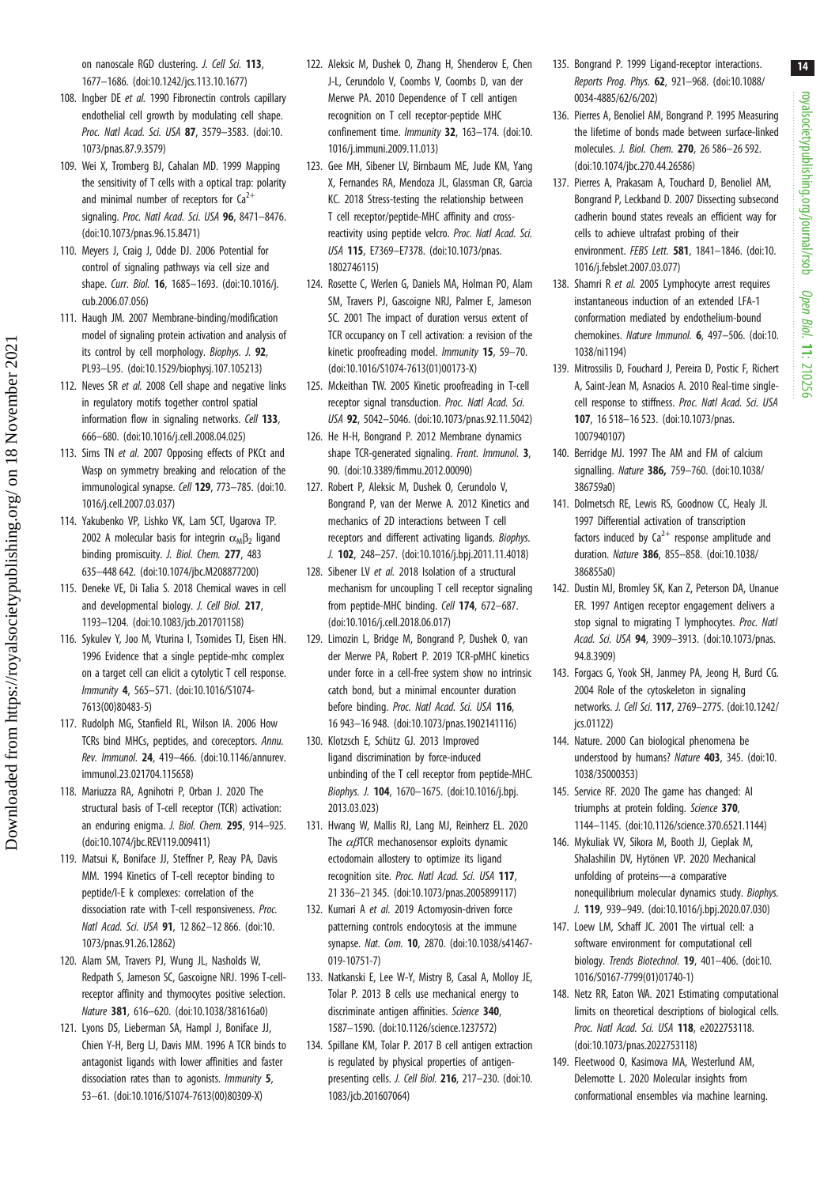on nanoscale RGD clustering. *J. Cell Sci.* **113**, 1677–1686. (doi:10.1242/jcs.113.10.1677)

108. Ingber DE *et al.* 1990 Fibronectin controls capillary endothelial cell growth by modulating cell shape. *Proc. Natl Acad. Sci. USA* **87**, 3579–3583. (doi:10.1073/pnas.87.9.3579)
109. Wei X, Tromberg BJ, Cahalan MD. 1999 Mapping the sensitivity of T cells with a optical trap: polarity and minimal number of receptors for $Ca^{2+}$ signaling. *Proc. Natl Acad. Sci. USA* **96**, 8471–8476. (doi:10.1073/pnas.96.15.8471)
110. Meyers J, Craig J, Odde DJ. 2006 Potential for control of signaling pathways via cell size and shape. *Curr. Biol.* **16**, 1685–1693. (doi:10.1016/j.cub.2006.07.056)
111. Haugh JM. 2007 Membrane-binding/modification model of signaling protein activation and analysis of its control by cell morphology. *Biophys. J.* **92**, PL93–L95. (doi:10.1529/biophysj.107.105213)
112. Neves SR *et al.* 2008 Cell shape and negative links in regulatory motifs together control spatial information flow in signaling networks. *Cell* **133**, 666–680. (doi:10.1016/j.cell.2008.04.025)
113. Sims TN *et al.* 2007 Opposing effects of PKCθ and Wasp on symmetry breaking and relocation of the immunological synapse. *Cell* **129**, 773–785. (doi:10.1016/j.cell.2007.03.037)
114. Yakubenko VP, Lishko VK, Lam SCT, Ugarova TP. 2002 A molecular basis for integrin $\alpha_M\beta_2$ ligand binding promiscuity. *J. Biol. Chem.* **277**, 483 635–448 642. (doi:10.1074/jbc.M208877200)
115. Deneke VE, Di Talia S. 2018 Chemical waves in cell and developmental biology. *J. Cell Biol.* **217**, 1193–1204. (doi:10.1083/jcb.201701158)
116. Sykulev Y, Joo M, Vturina I, Tsomides TJ, Eisen HN. 1996 Evidence that a single peptide-mhc complex on a target cell can elicit a cytolytic T cell response. *Immunity* **4**, 565–571. (doi:10.1016/S1074-7613(00)80483-5)
117. Rudolph MG, Stanfield RL, Wilson IA. 2006 How TCRs bind MHCs, peptides, and coreceptors. *Annu. Rev. Immunol.* **24**, 419–466. (doi:10.1146/annurev.immunol.23.021704.115658)
118. Mariuzza RA, Agnihotri P, Orban J. 2020 The structural basis of T-cell receptor (TCR) activation: an enduring enigma. *J. Biol. Chem.* **295**, 914–925. (doi:10.1074/jbc.REV119.009411)
119. Matsui K, Boniface JJ, Steffner P, Reay PA, Davis MM. 1994 Kinetics of T-cell receptor binding to peptide/I-E k complexes: correlation of the dissociation rate with T-cell responsiveness. *Proc. Natl Acad. Sci. USA* **91**, 12 862–12 866. (doi:10.1073/pnas.91.26.12862)
120. Alam SM, Travers PJ, Wung JL, Nasholds W, Redpath S, Jameson SC, Gascoigne NRJ. 1996 T-cell-receptor affinity and thymocytes positive selection. *Nature* **381**, 616–620. (doi:10.1038/381616a0)
121. Lyons DS, Lieberman SA, Hampl J, Boniface JJ, Chien Y-H, Berg LJ, Davis MM. 1996 A TCR binds to antagonist ligands with lower affinities and faster dissociation rates than to agonists. *Immunity* **5**, 53–61. (doi:10.1016/S1074-7613(00)80309-X)
122. Aleksic M, Dushek O, Zhang H, Shenderov E, Chen J-L, Cerundolo V, Coombs V, Coombs D, van der Merwe PA. 2010 Dependence of T cell antigen recognition on T cell receptor-peptide MHC confinement time. *Immunity* **32**, 163–174. (doi:10.1016/j.immuni.2009.11.013)
123. Gee MH, Sibener LV, Birnbaum ME, Jude KM, Yang X, Fernandes RA, Mendoza JL, Glassman CR, Garcia KC. 2018 Stress-testing the relationship between T cell receptor/peptide-MHC affinity and cross-reactivity using peptide velcro. *Proc. Natl Acad. Sci. USA* **115**, E7369–E7378. (doi:10.1073/pnas.1802746115)
124. Rosette C, Werlen G, Daniels MA, Holman PO, Alam SM, Travers PJ, Gascoigne NRJ, Palmer E, Jameson SC. 2001 The impact of duration versus extent of TCR occupancy on T cell activation: a revision of the kinetic proofreading model. *Immunity* **15**, 59–70. (doi:10.1016/S1074-7613(01)00173-X)
125. Mckeithan TW. 2005 Kinetic proofreading in T-cell receptor signal transduction. *Proc. Natl Acad. Sci. USA* **92**, 5042–5046. (doi:10.1073/pnas.92.11.5042)
126. He H-H, Bongrand P. 2012 Membrane dynamics shape TCR-generated signaling. *Front. Immunol.* **3**, 90. (doi:10.3389/fimmu.2012.00090)
127. Robert P, Aleksic M, Dushek O, Cerundolo V, Bongrand P, van der Merwe PA. 2012 Kinetics and mechanics of 2D interactions between T cell receptors and different activating ligands. *Biophys. J.* **102**, 248–257. (doi:10.1016/j.bpj.2011.11.4018)
128. Sibener LV *et al.* 2018 Isolation of a structural mechanism for uncoupling T cell receptor signaling from peptide-MHC binding. *Cell* **174**, 672–687. (doi:10.1016/j.cell.2018.06.017)
129. Limozin L, Bridge M, Bongrand P, Dushek O, van der Merwe PA, Robert P. 2019 TCR-pMHC kinetics under force in a cell-free system show no intrinsic catch bond, but a minimal encounter duration before binding. *Proc. Natl Acad. Sci. USA* **116**, 16 943–16 948. (doi:10.1073/pnas.1902141116)
130. Klotzsch E, Schütz GJ. 2013 Improved ligand discrimination by force-induced unbinding of the T cell receptor from peptide-MHC. *Biophys. J.* **104**, 1670–1675. (doi:10.1016/j.bpj.2013.03.023)
131. Hwang W, Mallis RJ, Lang MJ, Reinherz EL. 2020 The $\alpha\beta$TCR mechanosensor exploits dynamic ectodomain allostery to optimize its ligand recognition site. *Proc. Natl Acad. Sci. USA* **117**, 21 336–21 345. (doi:10.1073/pnas.2005899117)
132. Kumari A *et al.* 2019 Actomyosin-driven force patterning controls endocytosis at the immune synapse. *Nat. Com.* **10**, 2870. (doi:10.1038/s41467-019-10751-7)
133. Natkanski E, Lee W-Y, Mistry B, Casal A, Molloy JE, Tolar P. 2013 B cells use mechanical energy to discriminate antigen affinities. *Science* **340**, 1587–1590. (doi:10.1126/science.1237572)
134. Spillane KM, Tolar P. 2017 B cell antigen extraction is regulated by physical properties of antigen-presenting cells. *J. Cell Biol.* **216**, 217–230. (doi:10.1083/jcb.201607064)
135. Bongrand P. 1999 Ligand-receptor interactions. *Reports Prog. Phys.* **62**, 921–968. (doi:10.1088/0034-4885/62/6/202)
136. Pierres A, Benoliel AM, Bongrand P. 1995 Measuring the lifetime of bonds made between surface-linked molecules. *J. Biol. Chem.* **270**, 26 586–26 592. (doi:10.1074/jbc.270.44.26586)
137. Pierres A, Prakasam A, Touchard D, Benoliel AM, Bongrand P, Leckband D. 2007 Dissecting subsecond cadherin bound states reveals an efficient way for cells to achieve ultrafast probing of their environment. *FEBS Lett.* **581**, 1841–1846. (doi:10.1016/j.febslet.2007.03.077)
138. Shamri R *et al.* 2005 Lymphocyte arrest requires instantaneous induction of an extended LFA-1 conformation mediated by endothelium-bound chemokines. *Nature Immunol.* **6**, 497–506. (doi:10.1038/ni1194)
139. Mitrossilis D, Fouchard J, Pereira D, Postic F, Richert A, Saint-Jean M, Asnacios A. 2010 Real-time single-cell response to stiffness. *Proc. Natl Acad. Sci. USA* **107**, 16 518–16 523. (doi:10.1073/pnas.1007940107)
140. Berridge MJ. 1997 The AM and FM of calcium signalling. *Nature* **386,** 759–760. (doi:10.1038/386759a0)
141. Dolmetsch RE, Lewis RS, Goodnow CC, Healy JI. 1997 Differential activation of transcription factors induced by $Ca^{2+}$ response amplitude and duration. *Nature* **386**, 855–858. (doi:10.1038/386855a0)
142. Dustin MJ, Bromley SK, Kan Z, Peterson DA, Unanue ER. 1997 Antigen receptor engagement delivers a stop signal to migrating T lymphocytes. *Proc. Natl Acad. Sci. USA* **94**, 3909–3913. (doi:10.1073/pnas.94.8.3909)
143. Forgacs G, Yook SH, Janmey PA, Jeong H, Burd CG. 2004 Role of the cytoskeleton in signaling networks. *J. Cell Sci.* **117**, 2769–2775. (doi:10.1242/jcs.01122)
144. Nature. 2000 Can biological phenomena be understood by humans? *Nature* **403**, 345. (doi:10.1038/35000353)
145. Service RF. 2020 The game has changed: AI triumphs at protein folding. *Science* **370**, 1144–1145. (doi:10.1126/science.370.6521.1144)
146. Mykuliak VV, Sikora M, Booth JJ, Cieplak M, Shalashilin DV, Hytönen VP. 2020 Mechanical unfolding of proteins—a comparative nonequilibrium molecular dynamics study. *Biophys. J.* **119**, 939–949. (doi:10.1016/j.bpj.2020.07.030)
147. Loew LM, Schaff JC. 2001 The virtual cell: a software environment for computational cell biology. *Trends Biotechnol.* **19**, 401–406. (doi:10.1016/S0167-7799(01)01740-1)
148. Netz RR, Eaton WA. 2021 Estimating computational limits on theoretical descriptions of biological cells. *Proc. Natl Acad. Sci. USA* **118**, e2022753118. (doi:10.1073/pnas.2022753118)
149. Fleetwood O, Kasimova MA, Westerlund AM, Delemotte L. 2020 Molecular insights from conformational ensembles via machine learning.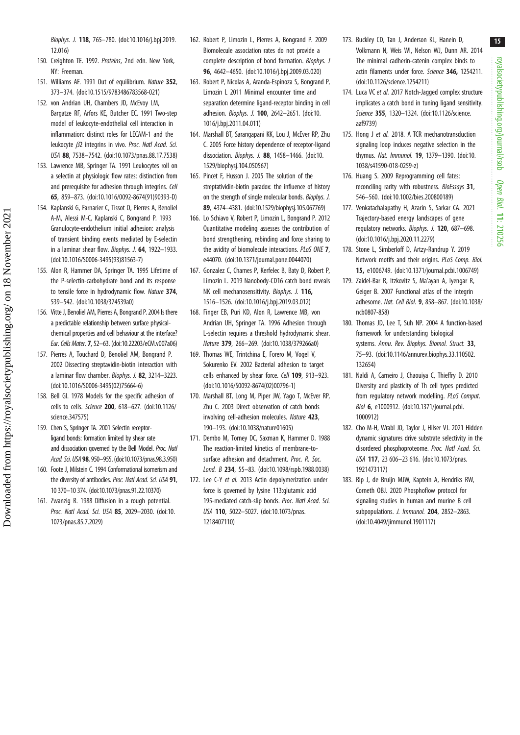Biophys. J. **118**, 765–780. (doi:10.1016/j.bpj.2019.12.016)

150. Creighton TE. 1992. *Proteins*, 2nd edn. New York, NY: Freeman.
151. Williams AF. 1991 Out of equilibrium. *Nature* **352**, 373–374. (doi:10.1515/9783486783568-021)
152. von Andrian UH, Chambers JD, McEvoy LM, Bargatze RF, Arfors KE, Butcher EC. 1991 Two-step model of leukocyte-endothelial cell interaction in inflammation: distinct roles for LECAM-1 and the leukocyte $\beta$2 integrins in vivo. *Proc. Natl Acad. Sci. USA* **88**, 7538–7542. (doi:10.1073/pnas.88.17.7538)
153. Lawrence MB, Springer TA. 1991 Leukocytes roll on a selectin at physiologic flow rates: distinction from and prerequisite for adhesion through integrins. *Cell* **65**, 859–873. (doi:10.1016/0092-8674(91)90393-D)
154. Kaplanski G, Farnarier C, Tissot O, Pierres A, Benoliel A-M, Alessi M-C, Kaplanski C, Bongrand P. 1993 Granulocyte-endothelium initial adhesion: analysis of transient binding events mediated by E-selectin in a laminar shear flow. *Biophys. J.* **64**, 1922–1933. (doi:10.1016/S0006-3495(93)81563-7)
155. Alon R, Hammer DA, Springer TA. 1995 Lifetime of the P-selectin-carbohydrate bond and its response to tensile force in hydrodynamic flow. *Nature* **374**, 539–542. (doi:10.1038/374539a0)
156. Vitte J, Benoliel AM, Pierres A, Bongrand P. 2004 Is there a predictable relationship between surface physical-chemical properties and cell behaviour at the interface? *Eur. Cells Mater.* **7**, 52–63. (doi:10.22203/eCM.v007a06)
157. Pierres A, Touchard D, Benoliel AM, Bongrand P. 2002 Dissecting streptavidin-biotin interaction with a laminar flow chamber. *Biophys. J.* **82**, 3214–3223. (doi:10.1016/S0006-3495(02)75664-6)
158. Bell GI. 1978 Models for the specific adhesion of cells to cells. *Science* **200**, 618–627. (doi:10.1126/science.347575)
159. Chen S, Springer TA. 2001 Selectin receptor-ligand bonds: formation limited by shear rate and dissociation governed by the Bell Model. *Proc. Natl Acad. Sci. USA* **98**, 950–955. (doi:10.1073/pnas.98.3.950)
160. Foote J, Milstein C. 1994 Conformational isomerism and the diversity of antibodies. *Proc. Natl Acad. Sci. USA* **91**, 10 370–10 374. (doi:10.1073/pnas.91.22.10370)
161. Zwanzig R. 1988 Diffusion in a rough potential. *Proc. Natl Acad. Sci. USA* **85**, 2029–2030. (doi:10.1073/pnas.85.7.2029)
162. Robert P, Limozin L, Pierres A, Bongrand P. 2009 Biomolecule association rates do not provide a complete description of bond formation. *Biophys. J* **96**, 4642–4650. (doi:10.1016/j.bpj.2009.03.020)
163. Robert P, Nicolas A, Aranda-Espinoza S, Bongrand P, Limozin L 2011 Minimal encounter time and separation determine ligand-receptor binding in cell adhesion. *Biophys. J.* **100**, 2642–2651. (doi:10.1016/j.bpj.2011.04.011)
164. Marshall BT, Sarangapani KK, Lou J, McEver RP, Zhu C. 2005 Force history dependence of receptor-ligand dissociation. *Biophys. J.* **88**, 1458–1466. (doi:10.1529/biophysj.104.050567)
165. Pincet F, Husson J. 2005 The solution of the streptatividin-biotin paradox: the influence of history on the strength of single molecular bonds. *Biophys. J.* **89**, 4374–4381. (doi:10.1529/biophysj.105.067769)
166. Lo Schiavo V, Robert P, Limozin L, Bongrand P. 2012 Quantitative modeling assesses the contribution of bond strengthening, rebinding and force sharing to the avidity of biomolecule interactions. *PLoS ONE* **7**, e44070. (doi:10.1371/journal.pone.0044070)
167. Gonzalez C, Chames P, Kerfelec B, Baty D, Robert P, Limozin L. 2019 Nanobody-CD16 catch bond reveals NK cell mechanosensitivity. *Biophys. J.* **116,** 1516–1526. (doi:10.1016/j.bpj.2019.03.012)
168. Finger EB, Puri KD, Alon R, Lawrence MB, von Andrian UH, Springer TA. 1996 Adhesion through L-selectin requires a threshold hydrodynamic shear. *Nature* **379**, 266–269. (doi:10.1038/379266a0)
169. Thomas WE, Trintchina E, Forero M, Vogel V, Sokurenko EV. 2002 Bacterial adhesion to target cells enhanced by shear force. *Cell* **109**, 913–923. (doi:10.1016/S0092-8674(02)00796-1)
170. Marshall BT, Long M, Piper JW, Yago T, McEver RP, Zhu C. 2003 Direct observation of catch bonds involving cell-adhesion molecules. *Nature* **423**, 190–193. (doi:10.1038/nature01605)
171. Dembo M, Torney DC, Saxman K, Hammer D. 1988 The reaction-limited kinetics of membrane-to-surface adhesion and detachment. *Proc. R. Soc. Lond. B* **234**, 55–83. (doi:10.1098/rspb.1988.0038)
172. Lee C-Y *et al.* 2013 Actin depolymerization under force is governed by lysine 113:glutamic acid 195-mediated catch-slip bonds. *Proc. Natl Acad. Sci. USA* **110**, 5022–5027. (doi:10.1073/pnas.1218407110)
173. Buckley CD, Tan J, Anderson KL, Hanein D, Volkmann N, Weis WI, Nelson WJ, Dunn AR. 2014 The minimal cadherin-catenin complex binds to actin filaments under force. *Science* **346,** 1254211. (doi:10.1126/science.1254211)
174. Luca VC *et al.* 2017 Notch-Jagged complex structure implicates a catch bond in tuning ligand sensitivity. *Science* **355**, 1320–1324. (doi:10.1126/science.aaf9739)
175. Hong J *et al.* 2018. A TCR mechanotransduction signaling loop induces negative selection in the thymus. *Nat. Immunol.* **19**, 1379–1390. (doi:10.1038/s41590-018-0259-z)
176. Huang S. 2009 Reprogramming cell fates: reconciling rarity with robustness. *BioEssays* **31**, 546–560. (doi:10.1002/bies.200800189)
177. Venkatachalapathy H, Azarin S, Sarkar CA. 2021 Trajectory-based energy landscapes of gene regulatory networks. *Biophys. J.* **120**, 687–698. (doi:10.1016/j.bpj.2020.11.2279)
178. Stone L, Simberloff D, Artzy-Randrup Y. 2019 Network motifs and their origins. *PLoS Comp. Biol.* **15,** e1006749. (doi:10.1371/journal.pcbi.1006749)
179. Zaidel-Bar R, Itzkovitz S, Ma'ayan A, Iyengar R, Geiger B. 2007 Functional atlas of the integrin adhesome. *Nat. Cell Biol.* **9**, 858–867. (doi:10.1038/ncb0807-858)
180. Thomas JD, Lee T, Suh NP. 2004 A function-based framework for understanding biological systems. *Annu. Rev. Biophys. Biomol. Struct.* **33**, 75–93. (doi:10.1146/annurev.biophys.33.110502.132654)
181. Naldi A, Carneiro J, Chaouiya C, Thieffry D. 2010 Diversity and plasticity of Th cell types predicted from regulatory network modelling. *PLoS Comput. Biol* **6**, e1000912. (doi:10.1371/journal.pcbi.1000912)
182. Cho M-H, Wrabl JO, Taylor J, Hilser VJ. 2021 Hidden dynamic signatures drive substrate selectivity in the disordered phosphoproteome. *Proc. Natl Acad. Sci. USA* **117**, 23 606–23 616. (doi:10.1073/pnas.1921473117)
183. Rip J, de Bruijn MJW, Kaptein A, Hendriks RW, Corneth OBJ. 2020 Phosphoflow protocol for signaling studies in human and murine B cell subpopulations. *J. Immunol.* **204**, 2852–2863. (doi:10.4049/jimmunol.1901117)